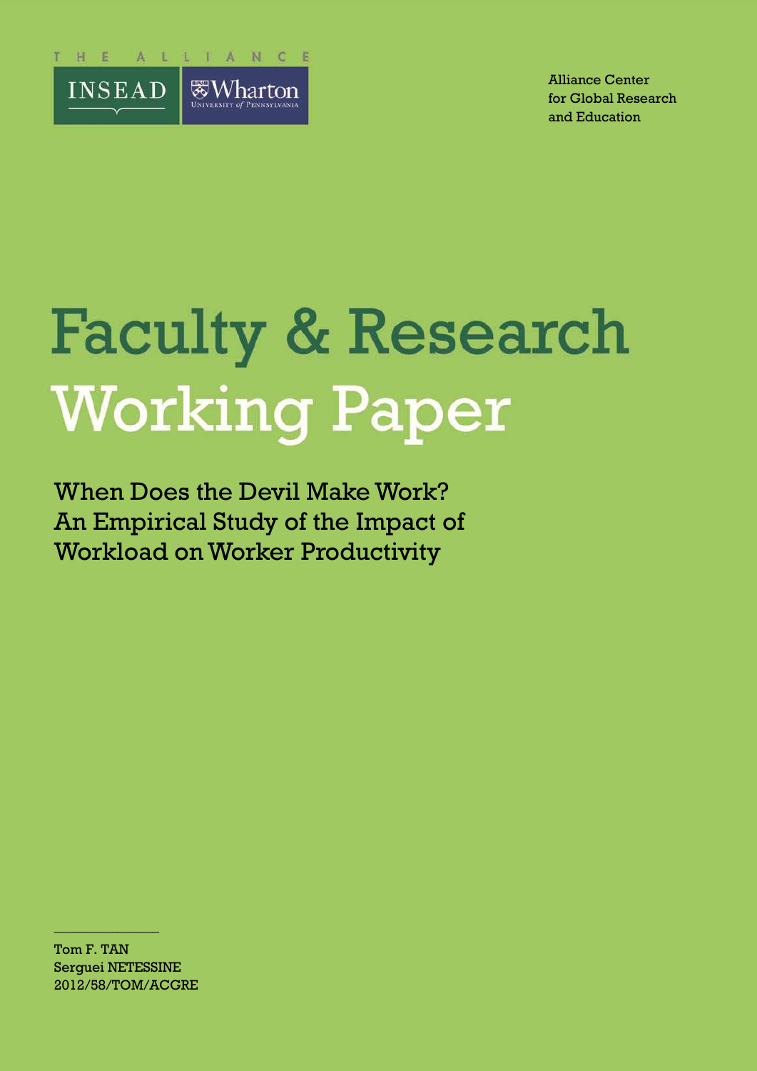THE ALLIANCE

INSEAD | Wharton University of Pennsylvania

Alliance Center for Global Research and Education

# Faculty & Research Working Paper

## When Does the Devil Make Work? An Empirical Study of the Impact of Workload on Worker Productivity

Tom F. TAN
Serguei NETESSINE
2012/58/TOM/ACGRE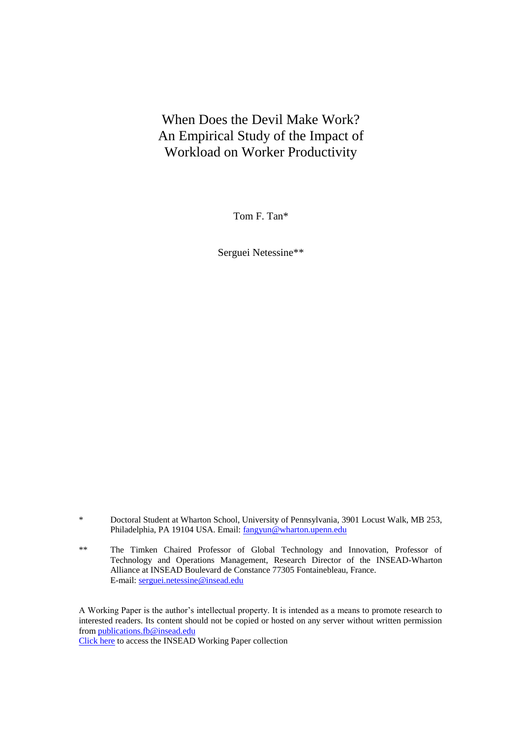# When Does the Devil Make Work? An Empirical Study of the Impact of Workload on Worker Productivity

Tom F. Tan*

Serguei Netessine**

\* Doctoral Student at Wharton School, University of Pennsylvania, 3901 Locust Walk, MB 253, Philadelphia, PA 19104 USA. Email: fangyun@wharton.upenn.edu

\*\* The Timken Chaired Professor of Global Technology and Innovation, Professor of Technology and Operations Management, Research Director of the INSEAD-Wharton Alliance at INSEAD Boulevard de Constance 77305 Fontainebleau, France. E-mail: serguei.netessine@insead.edu

A Working Paper is the author's intellectual property. It is intended as a means to promote research to interested readers. Its content should not be copied or hosted on any server without written permission from publications.fb@insead.edu

Click here to access the INSEAD Working Paper collection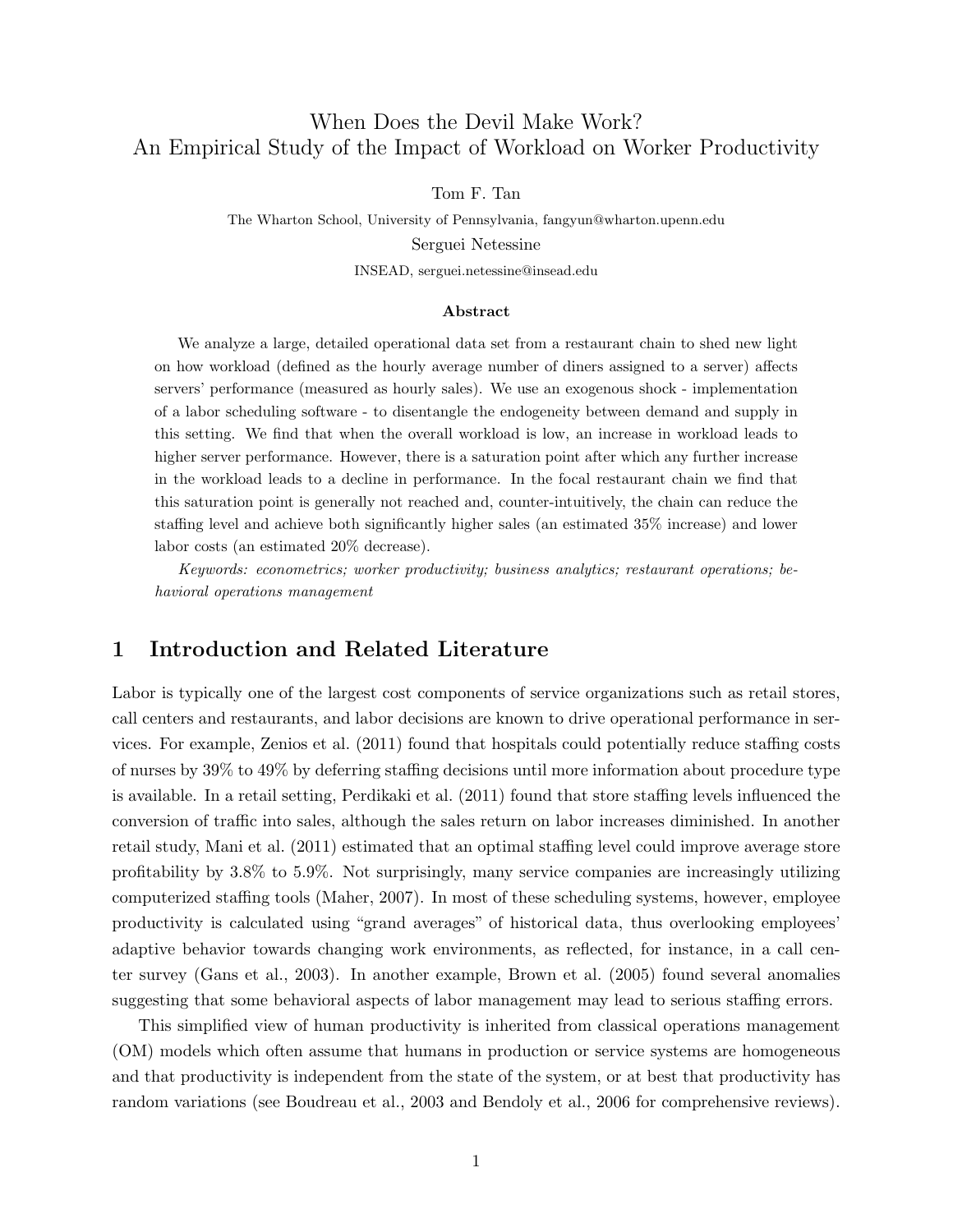# When Does the Devil Make Work? An Empirical Study of the Impact of Workload on Worker Productivity

Tom F. Tan

The Wharton School, University of Pennsylvania, fangyun@wharton.upenn.edu

Serguei Netessine

INSEAD, serguei.netessine@insead.edu

### Abstract

We analyze a large, detailed operational data set from a restaurant chain to shed new light on how workload (defined as the hourly average number of diners assigned to a server) affects servers' performance (measured as hourly sales). We use an exogenous shock - implementation of a labor scheduling software - to disentangle the endogeneity between demand and supply in this setting. We find that when the overall workload is low, an increase in workload leads to higher server performance. However, there is a saturation point after which any further increase in the workload leads to a decline in performance. In the focal restaurant chain we find that this saturation point is generally not reached and, counter-intuitively, the chain can reduce the staffing level and achieve both significantly higher sales (an estimated 35% increase) and lower labor costs (an estimated 20% decrease).

*Keywords: econometrics; worker productivity; business analytics; restaurant operations; behavioral operations management*

## 1 Introduction and Related Literature

Labor is typically one of the largest cost components of service organizations such as retail stores, call centers and restaurants, and labor decisions are known to drive operational performance in services. For example, Zenios et al. (2011) found that hospitals could potentially reduce staffing costs of nurses by 39% to 49% by deferring staffing decisions until more information about procedure type is available. In a retail setting, Perdikaki et al. (2011) found that store staffing levels influenced the conversion of traffic into sales, although the sales return on labor increases diminished. In another retail study, Mani et al. (2011) estimated that an optimal staffing level could improve average store profitability by 3.8% to 5.9%. Not surprisingly, many service companies are increasingly utilizing computerized staffing tools (Maher, 2007). In most of these scheduling systems, however, employee productivity is calculated using "grand averages" of historical data, thus overlooking employees' adaptive behavior towards changing work environments, as reflected, for instance, in a call center survey (Gans et al., 2003). In another example, Brown et al. (2005) found several anomalies suggesting that some behavioral aspects of labor management may lead to serious staffing errors.

This simplified view of human productivity is inherited from classical operations management (OM) models which often assume that humans in production or service systems are homogeneous and that productivity is independent from the state of the system, or at best that productivity has random variations (see Boudreau et al., 2003 and Bendoly et al., 2006 for comprehensive reviews).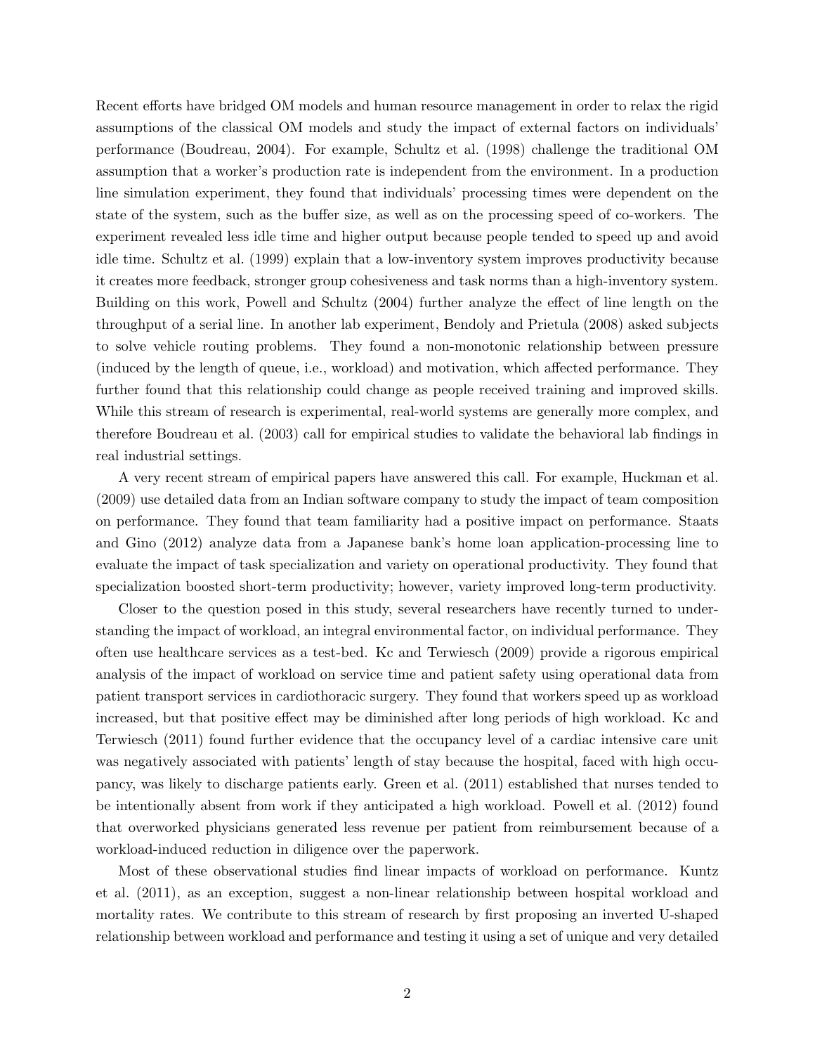Recent efforts have bridged OM models and human resource management in order to relax the rigid assumptions of the classical OM models and study the impact of external factors on individuals' performance (Boudreau, 2004). For example, Schultz et al. (1998) challenge the traditional OM assumption that a worker's production rate is independent from the environment. In a production line simulation experiment, they found that individuals' processing times were dependent on the state of the system, such as the buffer size, as well as on the processing speed of co-workers. The experiment revealed less idle time and higher output because people tended to speed up and avoid idle time. Schultz et al. (1999) explain that a low-inventory system improves productivity because it creates more feedback, stronger group cohesiveness and task norms than a high-inventory system. Building on this work, Powell and Schultz (2004) further analyze the effect of line length on the throughput of a serial line. In another lab experiment, Bendoly and Prietula (2008) asked subjects to solve vehicle routing problems. They found a non-monotonic relationship between pressure (induced by the length of queue, i.e., workload) and motivation, which affected performance. They further found that this relationship could change as people received training and improved skills. While this stream of research is experimental, real-world systems are generally more complex, and therefore Boudreau et al. (2003) call for empirical studies to validate the behavioral lab findings in real industrial settings.

A very recent stream of empirical papers have answered this call. For example, Huckman et al. (2009) use detailed data from an Indian software company to study the impact of team composition on performance. They found that team familiarity had a positive impact on performance. Staats and Gino (2012) analyze data from a Japanese bank's home loan application-processing line to evaluate the impact of task specialization and variety on operational productivity. They found that specialization boosted short-term productivity; however, variety improved long-term productivity.

Closer to the question posed in this study, several researchers have recently turned to understanding the impact of workload, an integral environmental factor, on individual performance. They often use healthcare services as a test-bed. Kc and Terwiesch (2009) provide a rigorous empirical analysis of the impact of workload on service time and patient safety using operational data from patient transport services in cardiothoracic surgery. They found that workers speed up as workload increased, but that positive effect may be diminished after long periods of high workload. Kc and Terwiesch (2011) found further evidence that the occupancy level of a cardiac intensive care unit was negatively associated with patients' length of stay because the hospital, faced with high occupancy, was likely to discharge patients early. Green et al. (2011) established that nurses tended to be intentionally absent from work if they anticipated a high workload. Powell et al. (2012) found that overworked physicians generated less revenue per patient from reimbursement because of a workload-induced reduction in diligence over the paperwork.

Most of these observational studies find linear impacts of workload on performance. Kuntz et al. (2011), as an exception, suggest a non-linear relationship between hospital workload and mortality rates. We contribute to this stream of research by first proposing an inverted U-shaped relationship between workload and performance and testing it using a set of unique and very detailed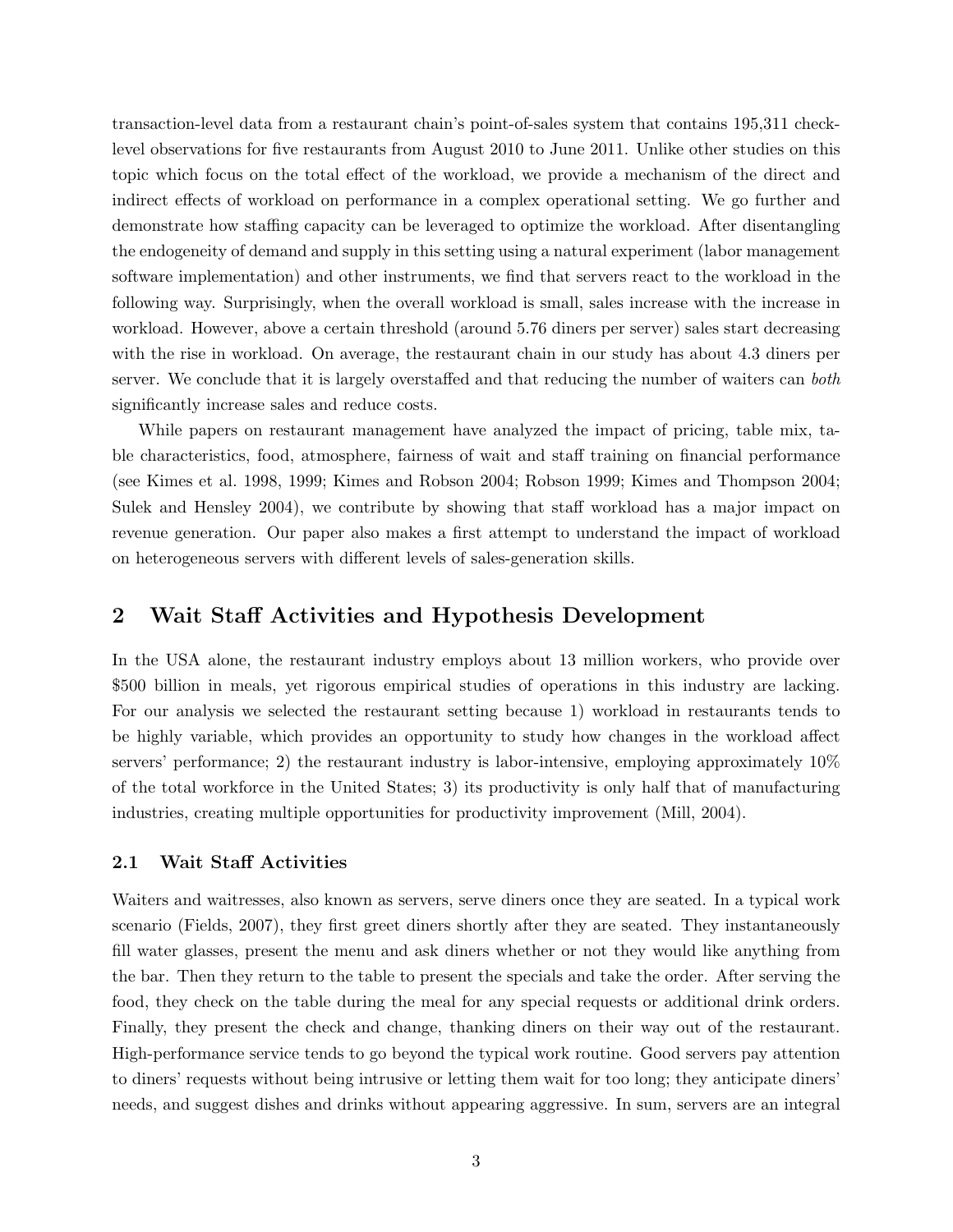transaction-level data from a restaurant chain's point-of-sales system that contains 195,311 check-level observations for five restaurants from August 2010 to June 2011. Unlike other studies on this topic which focus on the total effect of the workload, we provide a mechanism of the direct and indirect effects of workload on performance in a complex operational setting. We go further and demonstrate how staffing capacity can be leveraged to optimize the workload. After disentangling the endogeneity of demand and supply in this setting using a natural experiment (labor management software implementation) and other instruments, we find that servers react to the workload in the following way. Surprisingly, when the overall workload is small, sales increase with the increase in workload. However, above a certain threshold (around 5.76 diners per server) sales start decreasing with the rise in workload. On average, the restaurant chain in our study has about 4.3 diners per server. We conclude that it is largely overstaffed and that reducing the number of waiters can *both* significantly increase sales and reduce costs.

While papers on restaurant management have analyzed the impact of pricing, table mix, table characteristics, food, atmosphere, fairness of wait and staff training on financial performance (see Kimes et al. 1998, 1999; Kimes and Robson 2004; Robson 1999; Kimes and Thompson 2004; Sulek and Hensley 2004), we contribute by showing that staff workload has a major impact on revenue generation. Our paper also makes a first attempt to understand the impact of workload on heterogeneous servers with different levels of sales-generation skills.

## 2 Wait Staff Activities and Hypothesis Development

In the USA alone, the restaurant industry employs about 13 million workers, who provide over $500 billion in meals, yet rigorous empirical studies of operations in this industry are lacking. For our analysis we selected the restaurant setting because 1) workload in restaurants tends to be highly variable, which provides an opportunity to study how changes in the workload affect servers' performance; 2) the restaurant industry is labor-intensive, employing approximately 10% of the total workforce in the United States; 3) its productivity is only half that of manufacturing industries, creating multiple opportunities for productivity improvement (Mill, 2004).

### 2.1 Wait Staff Activities

Waiters and waitresses, also known as servers, serve diners once they are seated. In a typical work scenario (Fields, 2007), they first greet diners shortly after they are seated. They instantaneously fill water glasses, present the menu and ask diners whether or not they would like anything from the bar. Then they return to the table to present the specials and take the order. After serving the food, they check on the table during the meal for any special requests or additional drink orders. Finally, they present the check and change, thanking diners on their way out of the restaurant. High-performance service tends to go beyond the typical work routine. Good servers pay attention to diners' requests without being intrusive or letting them wait for too long; they anticipate diners' needs, and suggest dishes and drinks without appearing aggressive. In sum, servers are an integral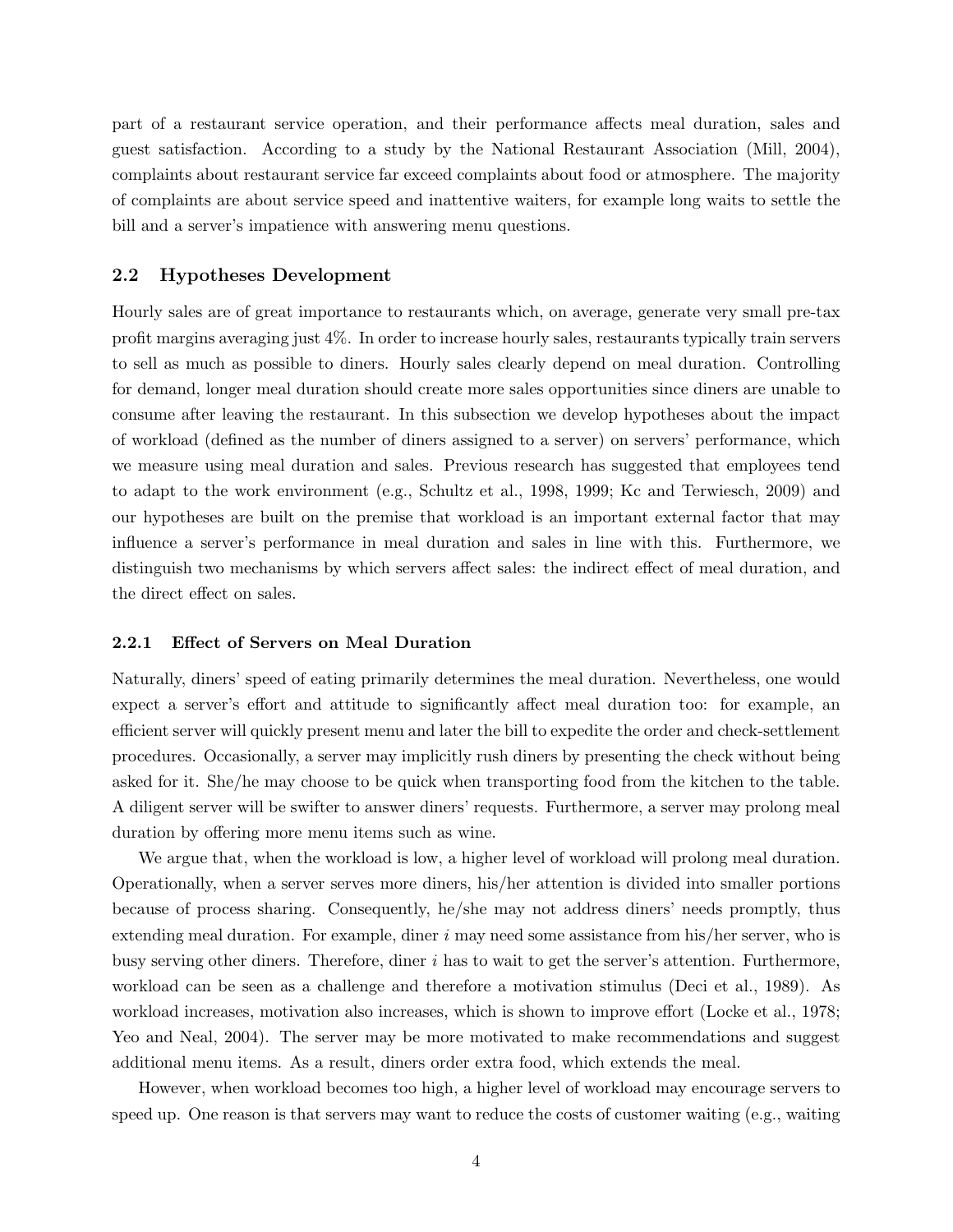part of a restaurant service operation, and their performance affects meal duration, sales and guest satisfaction. According to a study by the National Restaurant Association (Mill, 2004), complaints about restaurant service far exceed complaints about food or atmosphere. The majority of complaints are about service speed and inattentive waiters, for example long waits to settle the bill and a server's impatience with answering menu questions.

## 2.2 Hypotheses Development

Hourly sales are of great importance to restaurants which, on average, generate very small pre-tax profit margins averaging just 4%. In order to increase hourly sales, restaurants typically train servers to sell as much as possible to diners. Hourly sales clearly depend on meal duration. Controlling for demand, longer meal duration should create more sales opportunities since diners are unable to consume after leaving the restaurant. In this subsection we develop hypotheses about the impact of workload (defined as the number of diners assigned to a server) on servers' performance, which we measure using meal duration and sales. Previous research has suggested that employees tend to adapt to the work environment (e.g., Schultz et al., 1998, 1999; Kc and Terwiesch, 2009) and our hypotheses are built on the premise that workload is an important external factor that may influence a server's performance in meal duration and sales in line with this. Furthermore, we distinguish two mechanisms by which servers affect sales: the indirect effect of meal duration, and the direct effect on sales.

### 2.2.1 Effect of Servers on Meal Duration

Naturally, diners' speed of eating primarily determines the meal duration. Nevertheless, one would expect a server's effort and attitude to significantly affect meal duration too: for example, an efficient server will quickly present menu and later the bill to expedite the order and check-settlement procedures. Occasionally, a server may implicitly rush diners by presenting the check without being asked for it. She/he may choose to be quick when transporting food from the kitchen to the table. A diligent server will be swifter to answer diners' requests. Furthermore, a server may prolong meal duration by offering more menu items such as wine.

We argue that, when the workload is low, a higher level of workload will prolong meal duration. Operationally, when a server serves more diners, his/her attention is divided into smaller portions because of process sharing. Consequently, he/she may not address diners' needs promptly, thus extending meal duration. For example, diner $i$ may need some assistance from his/her server, who is busy serving other diners. Therefore, diner $i$ has to wait to get the server's attention. Furthermore, workload can be seen as a challenge and therefore a motivation stimulus (Deci et al., 1989). As workload increases, motivation also increases, which is shown to improve effort (Locke et al., 1978; Yeo and Neal, 2004). The server may be more motivated to make recommendations and suggest additional menu items. As a result, diners order extra food, which extends the meal.

However, when workload becomes too high, a higher level of workload may encourage servers to speed up. One reason is that servers may want to reduce the costs of customer waiting (e.g., waiting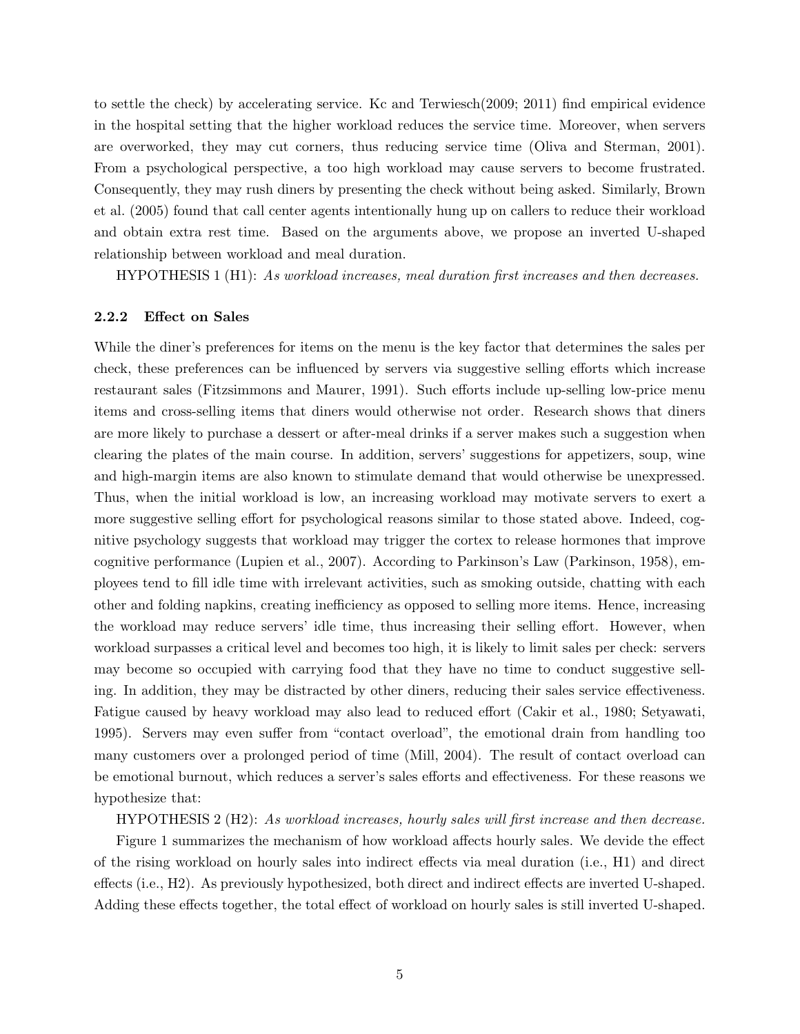to settle the check) by accelerating service. Kc and Terwiesch(2009; 2011) find empirical evidence in the hospital setting that the higher workload reduces the service time. Moreover, when servers are overworked, they may cut corners, thus reducing service time (Oliva and Sterman, 2001). From a psychological perspective, a too high workload may cause servers to become frustrated. Consequently, they may rush diners by presenting the check without being asked. Similarly, Brown et al. (2005) found that call center agents intentionally hung up on callers to reduce their workload and obtain extra rest time. Based on the arguments above, we propose an inverted U-shaped relationship between workload and meal duration.

HYPOTHESIS 1 (H1): *As workload increases, meal duration first increases and then decreases.*

### 2.2.2 Effect on Sales

While the diner's preferences for items on the menu is the key factor that determines the sales per check, these preferences can be influenced by servers via suggestive selling efforts which increase restaurant sales (Fitzsimmons and Maurer, 1991). Such efforts include up-selling low-price menu items and cross-selling items that diners would otherwise not order. Research shows that diners are more likely to purchase a dessert or after-meal drinks if a server makes such a suggestion when clearing the plates of the main course. In addition, servers' suggestions for appetizers, soup, wine and high-margin items are also known to stimulate demand that would otherwise be unexpressed. Thus, when the initial workload is low, an increasing workload may motivate servers to exert a more suggestive selling effort for psychological reasons similar to those stated above. Indeed, cognitive psychology suggests that workload may trigger the cortex to release hormones that improve cognitive performance (Lupien et al., 2007). According to Parkinson's Law (Parkinson, 1958), employees tend to fill idle time with irrelevant activities, such as smoking outside, chatting with each other and folding napkins, creating inefficiency as opposed to selling more items. Hence, increasing the workload may reduce servers' idle time, thus increasing their selling effort. However, when workload surpasses a critical level and becomes too high, it is likely to limit sales per check: servers may become so occupied with carrying food that they have no time to conduct suggestive selling. In addition, they may be distracted by other diners, reducing their sales service effectiveness. Fatigue caused by heavy workload may also lead to reduced effort (Cakir et al., 1980; Setyawati, 1995). Servers may even suffer from "contact overload", the emotional drain from handling too many customers over a prolonged period of time (Mill, 2004). The result of contact overload can be emotional burnout, which reduces a server's sales efforts and effectiveness. For these reasons we hypothesize that:

HYPOTHESIS 2 (H2): *As workload increases, hourly sales will first increase and then decrease.*

Figure 1 summarizes the mechanism of how workload affects hourly sales. We devide the effect of the rising workload on hourly sales into indirect effects via meal duration (i.e., H1) and direct effects (i.e., H2). As previously hypothesized, both direct and indirect effects are inverted U-shaped. Adding these effects together, the total effect of workload on hourly sales is still inverted U-shaped.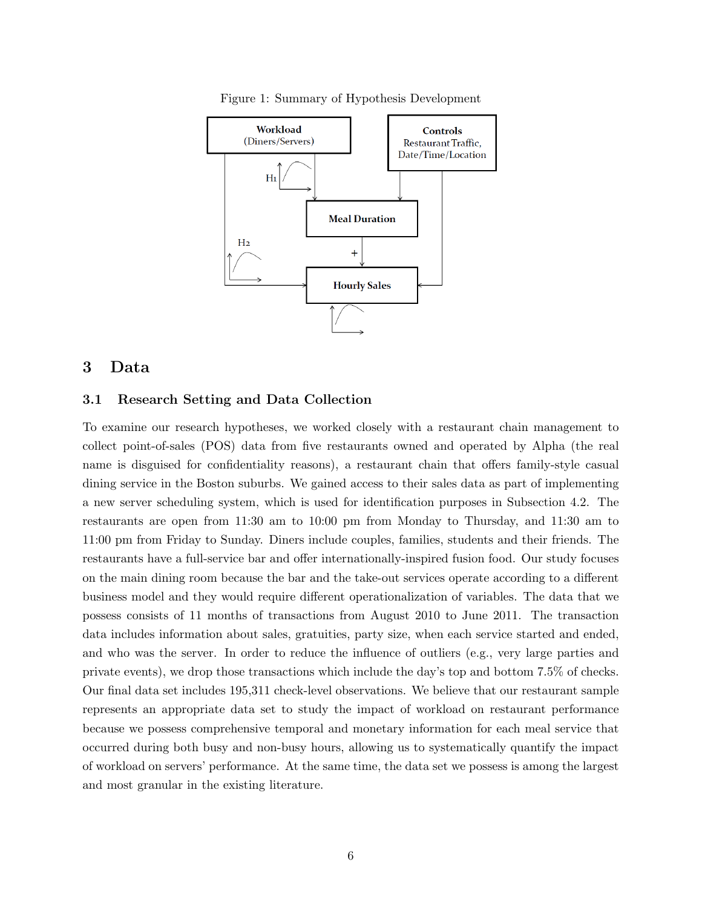Figure 1: Summary of Hypothesis Development

# 3 Data

## 3.1 Research Setting and Data Collection

To examine our research hypotheses, we worked closely with a restaurant chain management to collect point-of-sales (POS) data from five restaurants owned and operated by Alpha (the real name is disguised for confidentiality reasons), a restaurant chain that offers family-style casual dining service in the Boston suburbs. We gained access to their sales data as part of implementing a new server scheduling system, which is used for identification purposes in Subsection 4.2. The restaurants are open from 11:30 am to 10:00 pm from Monday to Thursday, and 11:30 am to 11:00 pm from Friday to Sunday. Diners include couples, families, students and their friends. The restaurants have a full-service bar and offer internationally-inspired fusion food. Our study focuses on the main dining room because the bar and the take-out services operate according to a different business model and they would require different operationalization of variables. The data that we possess consists of 11 months of transactions from August 2010 to June 2011. The transaction data includes information about sales, gratuities, party size, when each service started and ended, and who was the server. In order to reduce the influence of outliers (e.g., very large parties and private events), we drop those transactions which include the day's top and bottom 7.5% of checks. Our final data set includes 195,311 check-level observations. We believe that our restaurant sample represents an appropriate data set to study the impact of workload on restaurant performance because we possess comprehensive temporal and monetary information for each meal service that occurred during both busy and non-busy hours, allowing us to systematically quantify the impact of workload on servers' performance. At the same time, the data set we possess is among the largest and most granular in the existing literature.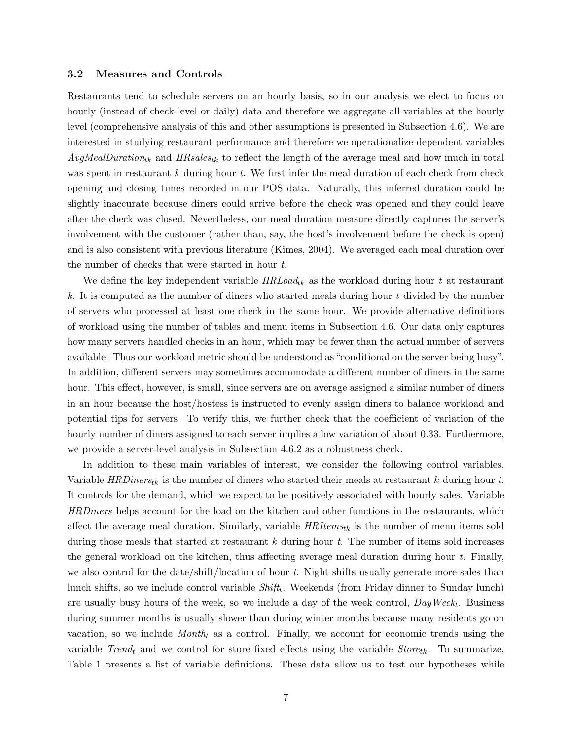### 3.2 Measures and Controls

Restaurants tend to schedule servers on an hourly basis, so in our analysis we elect to focus on hourly (instead of check-level or daily) data and therefore we aggregate all variables at the hourly level (comprehensive analysis of this and other assumptions is presented in Subsection 4.6). We are interested in studying restaurant performance and therefore we operationalize dependent variables $AvgMealDuration_{tk}$ and $HRsales_{tk}$ to reflect the length of the average meal and how much in total was spent in restaurant $k$ during hour $t$. We first infer the meal duration of each check from check opening and closing times recorded in our POS data. Naturally, this inferred duration could be slightly inaccurate because diners could arrive before the check was opened and they could leave after the check was closed. Nevertheless, our meal duration measure directly captures the server's involvement with the customer (rather than, say, the host's involvement before the check is open) and is also consistent with previous literature (Kimes, 2004). We averaged each meal duration over the number of checks that were started in hour $t$.

We define the key independent variable $HRLoad_{tk}$ as the workload during hour $t$ at restaurant $k$. It is computed as the number of diners who started meals during hour $t$ divided by the number of servers who processed at least one check in the same hour. We provide alternative definitions of workload using the number of tables and menu items in Subsection 4.6. Our data only captures how many servers handled checks in an hour, which may be fewer than the actual number of servers available. Thus our workload metric should be understood as "conditional on the server being busy". In addition, different servers may sometimes accommodate a different number of diners in the same hour. This effect, however, is small, since servers are on average assigned a similar number of diners in an hour because the host/hostess is instructed to evenly assign diners to balance workload and potential tips for servers. To verify this, we further check that the coefficient of variation of the hourly number of diners assigned to each server implies a low variation of about 0.33. Furthermore, we provide a server-level analysis in Subsection 4.6.2 as a robustness check.

In addition to these main variables of interest, we consider the following control variables. Variable $HRDiners_{tk}$ is the number of diners who started their meals at restaurant $k$ during hour $t$. It controls for the demand, which we expect to be positively associated with hourly sales. Variable $HRDiners$ helps account for the load on the kitchen and other functions in the restaurants, which affect the average meal duration. Similarly, variable $HRItems_{tk}$ is the number of menu items sold during those meals that started at restaurant $k$ during hour $t$. The number of items sold increases the general workload on the kitchen, thus affecting average meal duration during hour $t$. Finally, we also control for the date/shift/location of hour $t$. Night shifts usually generate more sales than lunch shifts, so we include control variable $Shift_t$. Weekends (from Friday dinner to Sunday lunch) are usually busy hours of the week, so we include a day of the week control, $DayWeek_t$. Business during summer months is usually slower than during winter months because many residents go on vacation, so we include $Month_t$ as a control. Finally, we account for economic trends using the variable $Trend_t$ and we control for store fixed effects using the variable $Store_{tk}$. To summarize, Table 1 presents a list of variable definitions. These data allow us to test our hypotheses while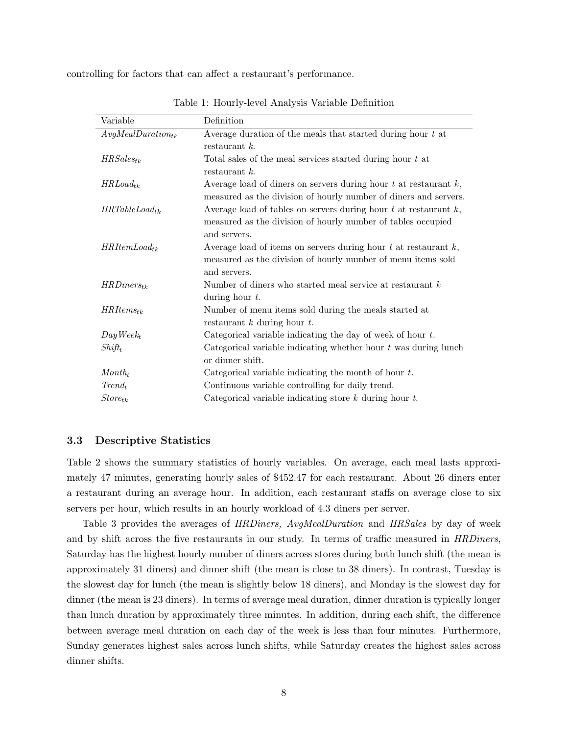controlling for factors that can affect a restaurant's performance.

Table 1: Hourly-level Analysis Variable Definition

| Variable | Definition |
|---|---|
| $AvgMealDuration_{tk}$ | Average duration of the meals that started during hour $t$ at restaurant $k$. |
| $HRSales_{tk}$ | Total sales of the meal services started during hour $t$ at restaurant $k$. |
| $HRLoad_{tk}$ | Average load of diners on servers during hour $t$ at restaurant $k$, measured as the division of hourly number of diners and servers. |
| $HRTableLoad_{tk}$ | Average load of tables on servers during hour $t$ at restaurant $k$, measured as the division of hourly number of tables occupied and servers. |
| $HRItemLoad_{tk}$ | Average load of items on servers during hour $t$ at restaurant $k$, measured as the division of hourly number of menu items sold and servers. |
| $HRDiners_{tk}$ | Number of diners who started meal service at restaurant $k$ during hour $t$. |
| $HRItems_{tk}$ | Number of menu items sold during the meals started at restaurant $k$ during hour $t$. |
| $DayWeek_t$ | Categorical variable indicating the day of week of hour $t$. |
| $Shift_t$ | Categorical variable indicating whether hour $t$ was during lunch or dinner shift. |
| $Month_t$ | Categorical variable indicating the month of hour $t$. |
| $Trend_t$ | Continuous variable controlling for daily trend. |
| $Store_{tk}$ | Categorical variable indicating store $k$ during hour $t$. |

### 3.3 Descriptive Statistics

Table 2 shows the summary statistics of hourly variables. On average, each meal lasts approximately 47 minutes, generating hourly sales of $452.47 for each restaurant. About 26 diners enter a restaurant during an average hour. In addition, each restaurant staffs on average close to six servers per hour, which results in an hourly workload of 4.3 diners per server.

Table 3 provides the averages of *HRDiners, AvgMealDuration* and *HRSales* by day of week and by shift across the five restaurants in our study. In terms of traffic measured in *HRDiners*, Saturday has the highest hourly number of diners across stores during both lunch shift (the mean is approximately 31 diners) and dinner shift (the mean is close to 38 diners). In contrast, Tuesday is the slowest day for lunch (the mean is slightly below 18 diners), and Monday is the slowest day for dinner (the mean is 23 diners). In terms of average meal duration, dinner duration is typically longer than lunch duration by approximately three minutes. In addition, during each shift, the difference between average meal duration on each day of the week is less than four minutes. Furthermore, Sunday generates highest sales across lunch shifts, while Saturday creates the highest sales across dinner shifts.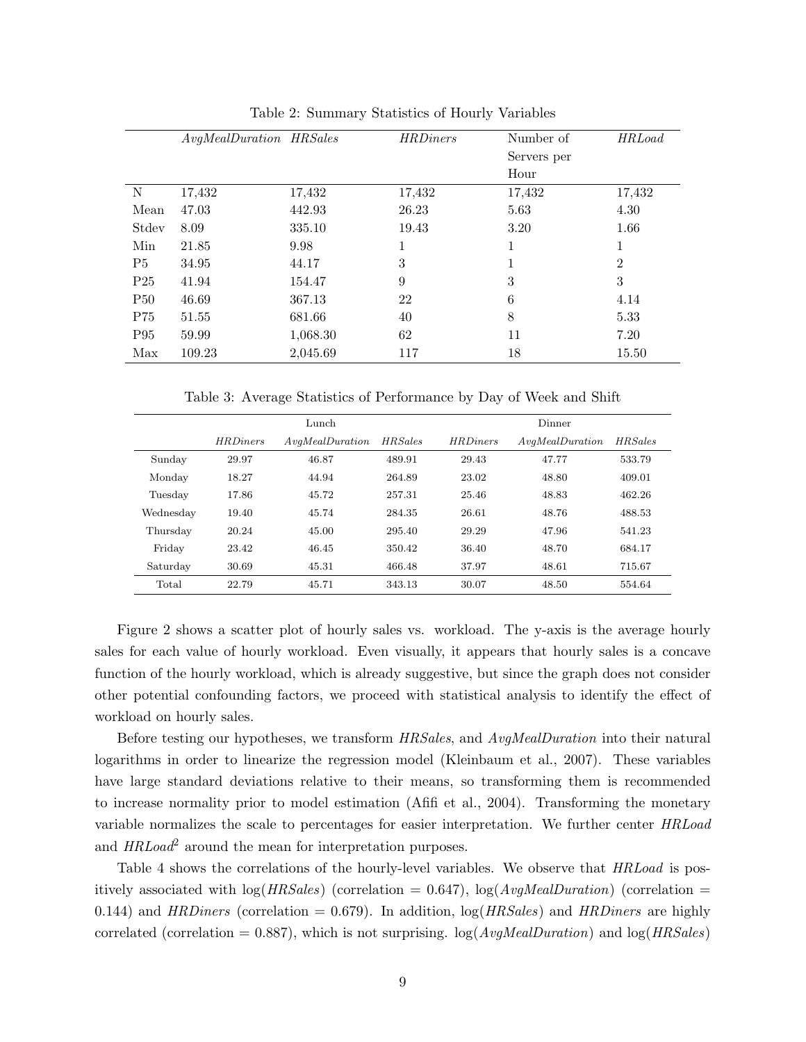Table 2: Summary Statistics of Hourly Variables

| | *AvgMealDuration* | *HRSales* | *HRDiners* | Number of Servers per Hour | *HRLoad* |
|---|---|---|---|---|---|
| N | 17,432 | 17,432 | 17,432 | 17,432 | 17,432 |
| Mean | 47.03 | 442.93 | 26.23 | 5.63 | 4.30 |
| Stdev | 8.09 | 335.10 | 19.43 | 3.20 | 1.66 |
| Min | 21.85 | 9.98 | 1 | 1 | 1 |
| P5 | 34.95 | 44.17 | 3 | 1 | 2 |
| P25 | 41.94 | 154.47 | 9 | 3 | 3 |
| P50 | 46.69 | 367.13 | 22 | 6 | 4.14 |
| P75 | 51.55 | 681.66 | 40 | 8 | 5.33 |
| P95 | 59.99 | 1,068.30 | 62 | 11 | 7.20 |
| Max | 109.23 | 2,045.69 | 117 | 18 | 15.50 |

Table 3: Average Statistics of Performance by Day of Week and Shift

| | Lunch | | | Dinner | | |
|---|---|---|---|---|---|---|
| | *HRDiners* | *AvgMealDuration* | *HRSales* | *HRDiners* | *AvgMealDuration* | *HRSales* |
| Sunday | 29.97 | 46.87 | 489.91 | 29.43 | 47.77 | 533.79 |
| Monday | 18.27 | 44.94 | 264.89 | 23.02 | 48.80 | 409.01 |
| Tuesday | 17.86 | 45.72 | 257.31 | 25.46 | 48.83 | 462.26 |
| Wednesday | 19.40 | 45.74 | 284.35 | 26.61 | 48.76 | 488.53 |
| Thursday | 20.24 | 45.00 | 295.40 | 29.29 | 47.96 | 541.23 |
| Friday | 23.42 | 46.45 | 350.42 | 36.40 | 48.70 | 684.17 |
| Saturday | 30.69 | 45.31 | 466.48 | 37.97 | 48.61 | 715.67 |
| Total | 22.79 | 45.71 | 343.13 | 30.07 | 48.50 | 554.64 |

Figure 2 shows a scatter plot of hourly sales vs. workload. The y-axis is the average hourly sales for each value of hourly workload. Even visually, it appears that hourly sales is a concave function of the hourly workload, which is already suggestive, but since the graph does not consider other potential confounding factors, we proceed with statistical analysis to identify the effect of workload on hourly sales.

Before testing our hypotheses, we transform *HRSales*, and *AvgMealDuration* into their natural logarithms in order to linearize the regression model (Kleinbaum et al., 2007). These variables have large standard deviations relative to their means, so transforming them is recommended to increase normality prior to model estimation (Afifi et al., 2004). Transforming the monetary variable normalizes the scale to percentages for easier interpretation. We further center *HRLoad* and $HRLoad^2$ around the mean for interpretation purposes.

Table 4 shows the correlations of the hourly-level variables. We observe that *HRLoad* is positively associated with log(*HRSales*) (correlation = 0.647), log(*AvgMealDuration*) (correlation = 0.144) and *HRDiners* (correlation = 0.679). In addition, log(*HRSales*) and *HRDiners* are highly correlated (correlation = 0.887), which is not surprising. log(*AvgMealDuration*) and log(*HRSales*)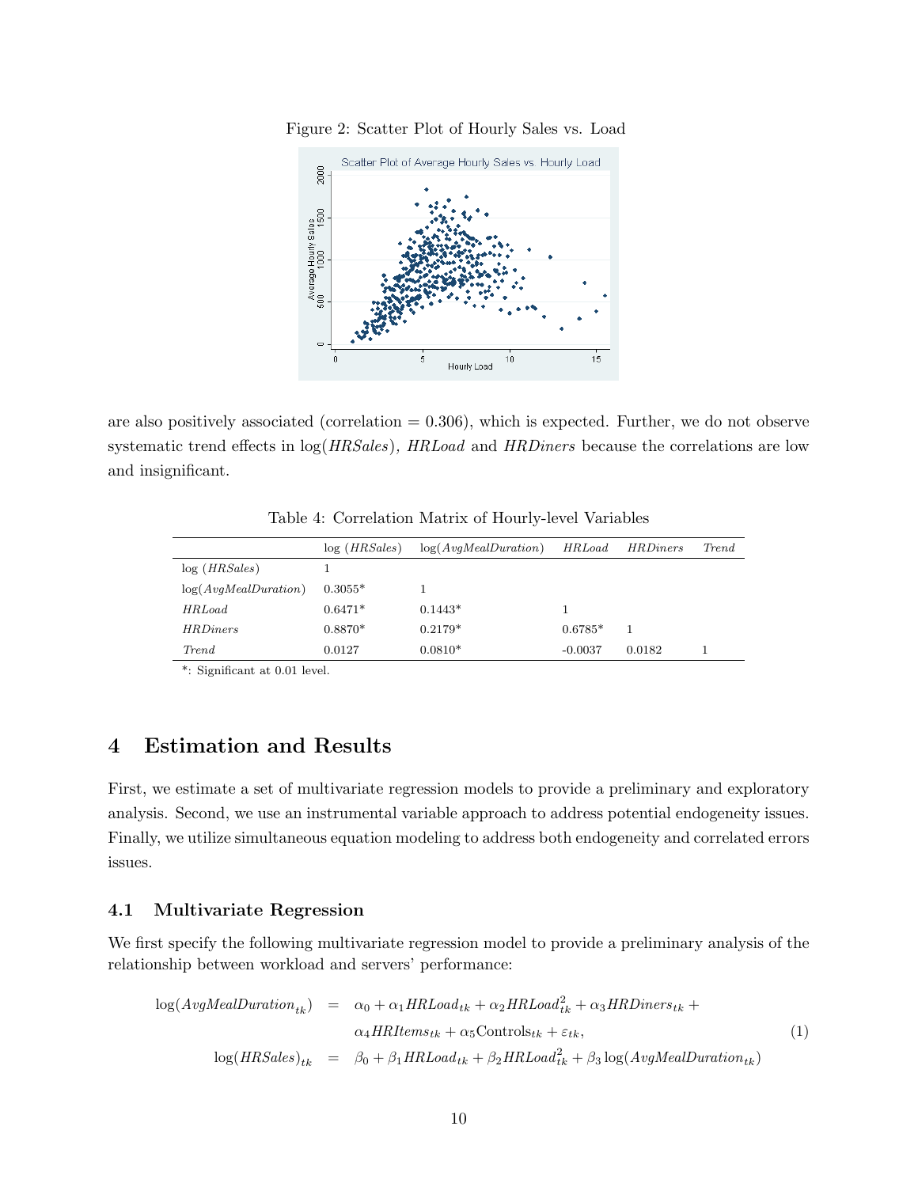Figure 2: Scatter Plot of Hourly Sales vs. Load

are also positively associated (correlation = 0.306), which is expected. Further, we do not observe systematic trend effects in log(*HRSales*), *HRLoad* and *HRDiners* because the correlations are low and insignificant.

Table 4: Correlation Matrix of Hourly-level Variables

| | log (*HRSales*) | log(*AvgMealDuration*) | *HRLoad* | *HRDiners* | *Trend* |
|---|---|---|---|---|---|
| log (*HRSales*) | 1 | | | | |
| log(*AvgMealDuration*) | 0.3055* | 1 | | | |
| *HRLoad* | 0.6471* | 0.1443* | 1 | | |
| *HRDiners* | 0.8870* | 0.2179* | 0.6785* | 1 | |
| *Trend* | 0.0127 | 0.0810* | -0.0037 | 0.0182 | 1 |

*: Significant at 0.01 level.

## 4 Estimation and Results

First, we estimate a set of multivariate regression models to provide a preliminary and exploratory analysis. Second, we use an instrumental variable approach to address potential endogeneity issues. Finally, we utilize simultaneous equation modeling to address both endogeneity and correlated errors issues.

### 4.1 Multivariate Regression

We first specify the following multivariate regression model to provide a preliminary analysis of the relationship between workload and servers' performance:

$$
\begin{aligned}
\log(AvgMealDuration_{tk}) &= \alpha_0 + \alpha_1 HRLoad_{tk} + \alpha_2 HRLoad_{tk}^2 + \alpha_3 HRDiners_{tk} + \\
&\quad \alpha_4 HRItems_{tk} + \alpha_5 \text{Controls}_{tk} + \varepsilon_{tk}, \qquad (1)\\
\log(HRSales)_{tk} &= \beta_0 + \beta_1 HRLoad_{tk} + \beta_2 HRLoad_{tk}^2 + \beta_3 \log(AvgMealDuration_{tk})
\end{aligned}
$$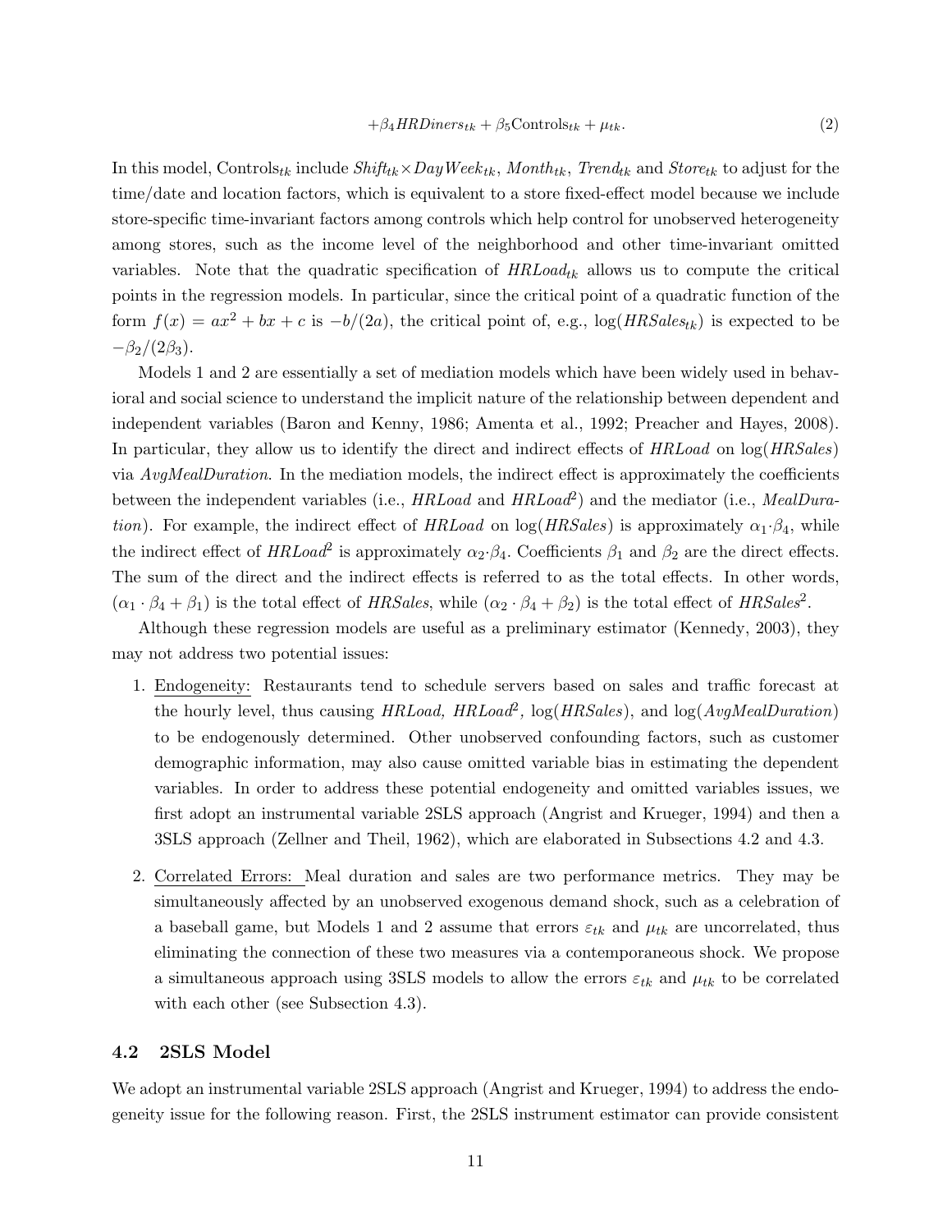$$+\beta_4 HRDiners_{tk} + \beta_5 \text{Controls}_{tk} + \mu_{tk}. \tag{2}$$

In this model, $\text{Controls}_{tk}$ include $Shift_{tk} \times DayWeek_{tk}$, $Month_{tk}$, $Trend_{tk}$ and $Store_{tk}$ to adjust for the time/date and location factors, which is equivalent to a store fixed-effect model because we include store-specific time-invariant factors among controls which help control for unobserved heterogeneity among stores, such as the income level of the neighborhood and other time-invariant omitted variables. Note that the quadratic specification of $HRLoad_{tk}$ allows us to compute the critical points in the regression models. In particular, since the critical point of a quadratic function of the form $f(x) = ax^2 + bx + c$ is $-b/(2a)$, the critical point of, e.g., $\log(HRSales_{tk})$ is expected to be $-\beta_2/(2\beta_3)$.

Models 1 and 2 are essentially a set of mediation models which have been widely used in behavioral and social science to understand the implicit nature of the relationship between dependent and independent variables (Baron and Kenny, 1986; Amenta et al., 1992; Preacher and Hayes, 2008). In particular, they allow us to identify the direct and indirect effects of *HRLoad* on $\log(HRSales)$ via *AvgMealDuration*. In the mediation models, the indirect effect is approximately the coefficients between the independent variables (i.e., *HRLoad* and $HRLoad^2$) and the mediator (i.e., *MealDuration*). For example, the indirect effect of *HRLoad* on $\log(HRSales)$ is approximately $\alpha_1 \cdot \beta_4$, while the indirect effect of $HRLoad^2$ is approximately $\alpha_2 \cdot \beta_4$. Coefficients $\beta_1$ and $\beta_2$ are the direct effects. The sum of the direct and the indirect effects is referred to as the total effects. In other words, $(\alpha_1 \cdot \beta_4 + \beta_1)$ is the total effect of *HRSales*, while $(\alpha_2 \cdot \beta_4 + \beta_2)$ is the total effect of $HRSales^2$.

Although these regression models are useful as a preliminary estimator (Kennedy, 2003), they may not address two potential issues:

1. Endogeneity: Restaurants tend to schedule servers based on sales and traffic forecast at the hourly level, thus causing *HRLoad*, $HRLoad^2$, $\log(HRSales)$, and $\log(AvgMealDuration)$ to be endogenously determined. Other unobserved confounding factors, such as customer demographic information, may also cause omitted variable bias in estimating the dependent variables. In order to address these potential endogeneity and omitted variables issues, we first adopt an instrumental variable 2SLS approach (Angrist and Krueger, 1994) and then a 3SLS approach (Zellner and Theil, 1962), which are elaborated in Subsections 4.2 and 4.3.

2. Correlated Errors: Meal duration and sales are two performance metrics. They may be simultaneously affected by an unobserved exogenous demand shock, such as a celebration of a baseball game, but Models 1 and 2 assume that errors $\varepsilon_{tk}$ and $\mu_{tk}$ are uncorrelated, thus eliminating the connection of these two measures via a contemporaneous shock. We propose a simultaneous approach using 3SLS models to allow the errors $\varepsilon_{tk}$ and $\mu_{tk}$ to be correlated with each other (see Subsection 4.3).

### 4.2 2SLS Model

We adopt an instrumental variable 2SLS approach (Angrist and Krueger, 1994) to address the endogeneity issue for the following reason. First, the 2SLS instrument estimator can provide consistent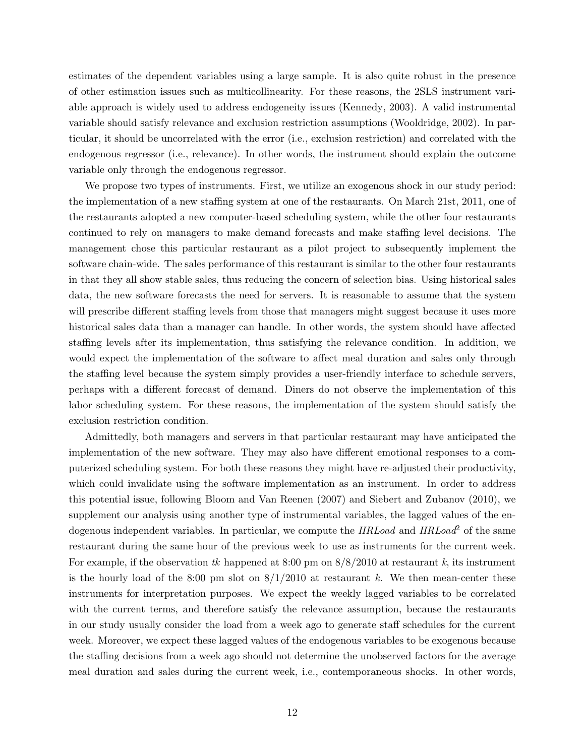estimates of the dependent variables using a large sample. It is also quite robust in the presence of other estimation issues such as multicollinearity. For these reasons, the 2SLS instrument variable approach is widely used to address endogeneity issues (Kennedy, 2003). A valid instrumental variable should satisfy relevance and exclusion restriction assumptions (Wooldridge, 2002). In particular, it should be uncorrelated with the error (i.e., exclusion restriction) and correlated with the endogenous regressor (i.e., relevance). In other words, the instrument should explain the outcome variable only through the endogenous regressor.

We propose two types of instruments. First, we utilize an exogenous shock in our study period: the implementation of a new staffing system at one of the restaurants. On March 21st, 2011, one of the restaurants adopted a new computer-based scheduling system, while the other four restaurants continued to rely on managers to make demand forecasts and make staffing level decisions. The management chose this particular restaurant as a pilot project to subsequently implement the software chain-wide. The sales performance of this restaurant is similar to the other four restaurants in that they all show stable sales, thus reducing the concern of selection bias. Using historical sales data, the new software forecasts the need for servers. It is reasonable to assume that the system will prescribe different staffing levels from those that managers might suggest because it uses more historical sales data than a manager can handle. In other words, the system should have affected staffing levels after its implementation, thus satisfying the relevance condition. In addition, we would expect the implementation of the software to affect meal duration and sales only through the staffing level because the system simply provides a user-friendly interface to schedule servers, perhaps with a different forecast of demand. Diners do not observe the implementation of this labor scheduling system. For these reasons, the implementation of the system should satisfy the exclusion restriction condition.

Admittedly, both managers and servers in that particular restaurant may have anticipated the implementation of the new software. They may also have different emotional responses to a computerized scheduling system. For both these reasons they might have re-adjusted their productivity, which could invalidate using the software implementation as an instrument. In order to address this potential issue, following Bloom and Van Reenen (2007) and Siebert and Zubanov (2010), we supplement our analysis using another type of instrumental variables, the lagged values of the endogenous independent variables. In particular, we compute the $HRLoad$ and $HRLoad^2$ of the same restaurant during the same hour of the previous week to use as instruments for the current week. For example, if the observation $tk$ happened at 8:00 pm on 8/8/2010 at restaurant $k$, its instrument is the hourly load of the 8:00 pm slot on 8/1/2010 at restaurant $k$. We then mean-center these instruments for interpretation purposes. We expect the weekly lagged variables to be correlated with the current terms, and therefore satisfy the relevance assumption, because the restaurants in our study usually consider the load from a week ago to generate staff schedules for the current week. Moreover, we expect these lagged values of the endogenous variables to be exogenous because the staffing decisions from a week ago should not determine the unobserved factors for the average meal duration and sales during the current week, i.e., contemporaneous shocks. In other words,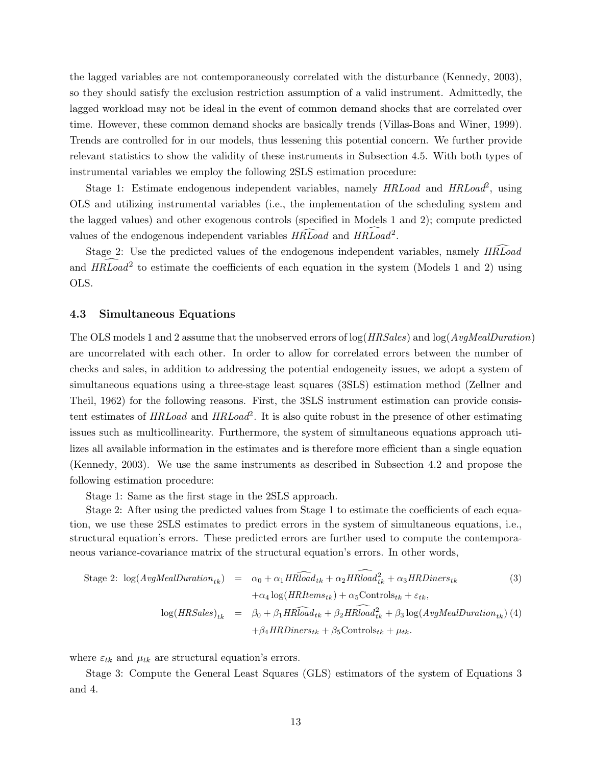the lagged variables are not contemporaneously correlated with the disturbance (Kennedy, 2003), so they should satisfy the exclusion restriction assumption of a valid instrument. Admittedly, the lagged workload may not be ideal in the event of common demand shocks that are correlated over time. However, these common demand shocks are basically trends (Villas-Boas and Winer, 1999). Trends are controlled for in our models, thus lessening this potential concern. We further provide relevant statistics to show the validity of these instruments in Subsection 4.5. With both types of instrumental variables we employ the following 2SLS estimation procedure:

Stage 1: Estimate endogenous independent variables, namely *HRLoad* and *HRLoad*$^2$, using OLS and utilizing instrumental variables (i.e., the implementation of the scheduling system and the lagged values) and other exogenous controls (specified in Models 1 and 2); compute predicted values of the endogenous independent variables $\widehat{HRLoad}$ and $\widehat{HRLoad}^2$.

Stage 2: Use the predicted values of the endogenous independent variables, namely $\widehat{HRLoad}$ and $\widehat{HRLoad}^2$ to estimate the coefficients of each equation in the system (Models 1 and 2) using OLS.

### 4.3 Simultaneous Equations

The OLS models 1 and 2 assume that the unobserved errors of $\log(HRSales)$ and $\log(AvgMealDuration)$ are uncorrelated with each other. In order to allow for correlated errors between the number of checks and sales, in addition to addressing the potential endogeneity issues, we adopt a system of simultaneous equations using a three-stage least squares (3SLS) estimation method (Zellner and Theil, 1962) for the following reasons. First, the 3SLS instrument estimation can provide consistent estimates of *HRLoad* and *HRLoad*$^2$. It is also quite robust in the presence of other estimating issues such as multicollinearity. Furthermore, the system of simultaneous equations approach utilizes all available information in the estimates and is therefore more efficient than a single equation (Kennedy, 2003). We use the same instruments as described in Subsection 4.2 and propose the following estimation procedure:

Stage 1: Same as the first stage in the 2SLS approach.

Stage 2: After using the predicted values from Stage 1 to estimate the coefficients of each equation, we use these 2SLS estimates to predict errors in the system of simultaneous equations, i.e., structural equation's errors. These predicted errors are further used to compute the contemporaneous variance-covariance matrix of the structural equation's errors. In other words,

$$
\begin{aligned}
\text{Stage 2: } \log(AvgMealDuration_{tk}) &= \alpha_0 + \alpha_1 \widehat{HRload}_{tk} + \alpha_2 \widehat{HRload}^2_{tk} + \alpha_3 HRDiners_{tk} \\
&\quad + \alpha_4 \log(HRItems_{tk}) + \alpha_5 \text{Controls}_{tk} + \varepsilon_{tk}, \qquad (3) \\
\log(HRSales)_{tk} &= \beta_0 + \beta_1 \widehat{HRload}_{tk} + \beta_2 \widehat{HRload}^2_{tk} + \beta_3 \log(AvgMealDuration_{tk}) \qquad (4) \\
&\quad + \beta_4 HRDiners_{tk} + \beta_5 \text{Controls}_{tk} + \mu_{tk}.
\end{aligned}
$$

where $\varepsilon_{tk}$ and $\mu_{tk}$ are structural equation's errors.

Stage 3: Compute the General Least Squares (GLS) estimators of the system of Equations 3 and 4.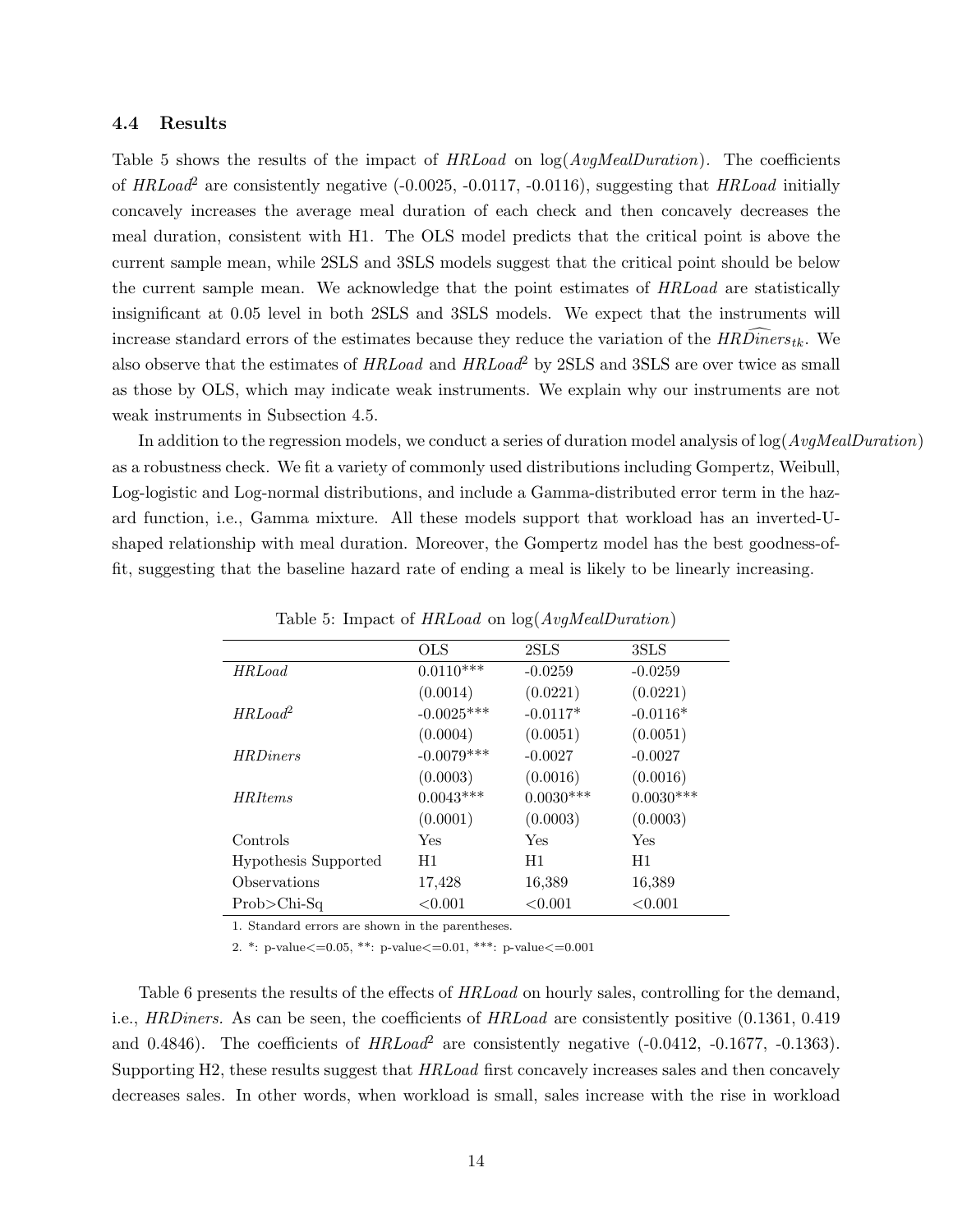### 4.4 Results

Table 5 shows the results of the impact of *HRLoad* on $\log(AvgMealDuration)$. The coefficients of $HRLoad^2$ are consistently negative (-0.0025, -0.0117, -0.0116), suggesting that *HRLoad* initially concavely increases the average meal duration of each check and then concavely decreases the meal duration, consistent with H1. The OLS model predicts that the critical point is above the current sample mean, while 2SLS and 3SLS models suggest that the critical point should be below the current sample mean. We acknowledge that the point estimates of *HRLoad* are statistically insignificant at 0.05 level in both 2SLS and 3SLS models. We expect that the instruments will increase standard errors of the estimates because they reduce the variation of the $\widehat{HRDiners}_{tk}$. We also observe that the estimates of *HRLoad* and $HRLoad^2$ by 2SLS and 3SLS are over twice as small as those by OLS, which may indicate weak instruments. We explain why our instruments are not weak instruments in Subsection 4.5.

In addition to the regression models, we conduct a series of duration model analysis of $\log(AvgMealDuration)$ as a robustness check. We fit a variety of commonly used distributions including Gompertz, Weibull, Log-logistic and Log-normal distributions, and include a Gamma-distributed error term in the hazard function, i.e., Gamma mixture. All these models support that workload has an inverted-U-shaped relationship with meal duration. Moreover, the Gompertz model has the best goodness-of-fit, suggesting that the baseline hazard rate of ending a meal is likely to be linearly increasing.

Table 5: Impact of *HRLoad* on $\log(AvgMealDuration)$

| | OLS | 2SLS | 3SLS |
|---|---|---|---|
| *HRLoad* | 0.0110*** | -0.0259 | -0.0259 |
| | (0.0014) | (0.0221) | (0.0221) |
| $HRLoad^2$ | -0.0025*** | -0.0117* | -0.0116* |
| | (0.0004) | (0.0051) | (0.0051) |
| *HRDiners* | -0.0079*** | -0.0027 | -0.0027 |
| | (0.0003) | (0.0016) | (0.0016) |
| *HRItems* | 0.0043*** | 0.0030*** | 0.0030*** |
| | (0.0001) | (0.0003) | (0.0003) |
| Controls | Yes | Yes | Yes |
| Hypothesis Supported | H1 | H1 | H1 |
| Observations | 17,428 | 16,389 | 16,389 |
| Prob>Chi-Sq | <0.001 | <0.001 | <0.001 |

1. Standard errors are shown in the parentheses.

2. *: p-value<=0.05, **: p-value<=0.01, ***: p-value<=0.001

Table 6 presents the results of the effects of *HRLoad* on hourly sales, controlling for the demand, i.e., *HRDiners.* As can be seen, the coefficients of *HRLoad* are consistently positive (0.1361, 0.419 and 0.4846). The coefficients of $HRLoad^2$ are consistently negative (-0.0412, -0.1677, -0.1363). Supporting H2, these results suggest that *HRLoad* first concavely increases sales and then concavely decreases sales. In other words, when workload is small, sales increase with the rise in workload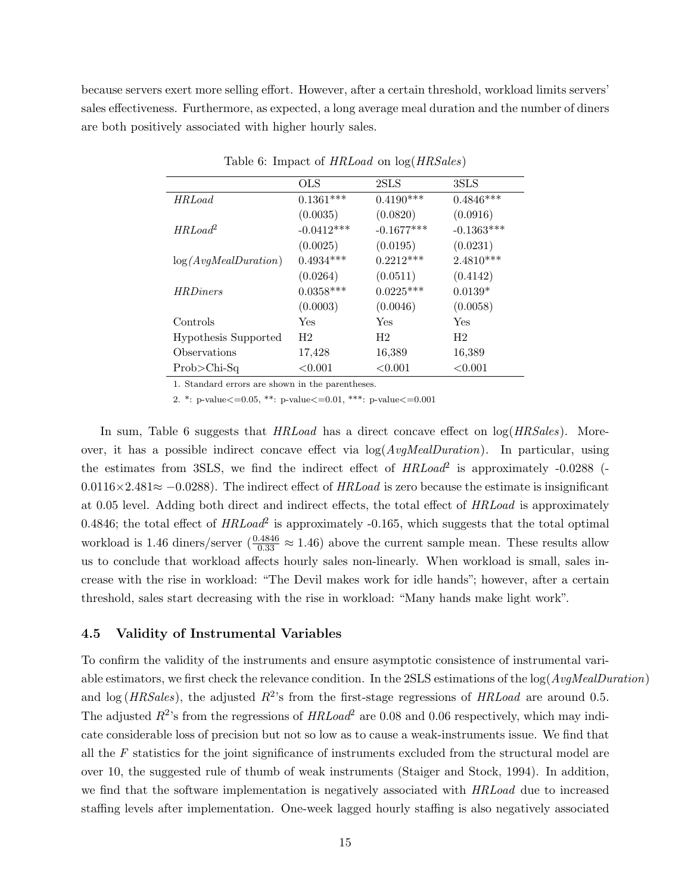because servers exert more selling effort. However, after a certain threshold, workload limits servers' sales effectiveness. Furthermore, as expected, a long average meal duration and the number of diners are both positively associated with higher hourly sales.

Table 6: Impact of *HRLoad* on log(*HRSales*)

| | OLS | 2SLS | 3SLS |
|---|---|---|---|
| *HRLoad* | 0.1361*** | 0.4190*** | 0.4846*** |
| | (0.0035) | (0.0820) | (0.0916) |
| *HRLoad*$^2$ | -0.0412*** | -0.1677*** | -0.1363*** |
| | (0.0025) | (0.0195) | (0.0231) |
| log(*AvgMealDuration*) | 0.4934*** | 0.2212*** | 2.4810*** |
| | (0.0264) | (0.0511) | (0.4142) |
| *HRDiners* | 0.0358*** | 0.0225*** | 0.0139* |
| | (0.0003) | (0.0046) | (0.0058) |
| Controls | Yes | Yes | Yes |
| Hypothesis Supported | H2 | H2 | H2 |
| Observations | 17,428 | 16,389 | 16,389 |
| Prob>Chi-Sq | <0.001 | <0.001 | <0.001 |

1. Standard errors are shown in the parentheses.

2. *: p-value<=0.05, **: p-value<=0.01, ***: p-value<=0.001

In sum, Table 6 suggests that *HRLoad* has a direct concave effect on log(*HRSales*). Moreover, it has a possible indirect concave effect via log(*AvgMealDuration*). In particular, using the estimates from 3SLS, we find the indirect effect of *HRLoad*$^2$ is approximately -0.0288 ($-0.0116 \times 2.481 \approx -0.0288$). The indirect effect of *HRLoad* is zero because the estimate is insignificant at 0.05 level. Adding both direct and indirect effects, the total effect of *HRLoad* is approximately 0.4846; the total effect of *HRLoad*$^2$ is approximately -0.165, which suggests that the total optimal workload is 1.46 diners/server ($\frac{0.4846}{0.33} \approx 1.46$) above the current sample mean. These results allow us to conclude that workload affects hourly sales non-linearly. When workload is small, sales increase with the rise in workload: "The Devil makes work for idle hands"; however, after a certain threshold, sales start decreasing with the rise in workload: "Many hands make light work".

### 4.5 Validity of Instrumental Variables

To confirm the validity of the instruments and ensure asymptotic consistence of instrumental variable estimators, we first check the relevance condition. In the 2SLS estimations of the log(*AvgMealDuration*) and log (*HRSales*), the adjusted $R^2$'s from the first-stage regressions of *HRLoad* are around 0.5. The adjusted $R^2$'s from the regressions of *HRLoad*$^2$ are 0.08 and 0.06 respectively, which may indicate considerable loss of precision but not so low as to cause a weak-instruments issue. We find that all the $F$ statistics for the joint significance of instruments excluded from the structural model are over 10, the suggested rule of thumb of weak instruments (Staiger and Stock, 1994). In addition, we find that the software implementation is negatively associated with *HRLoad* due to increased staffing levels after implementation. One-week lagged hourly staffing is also negatively associated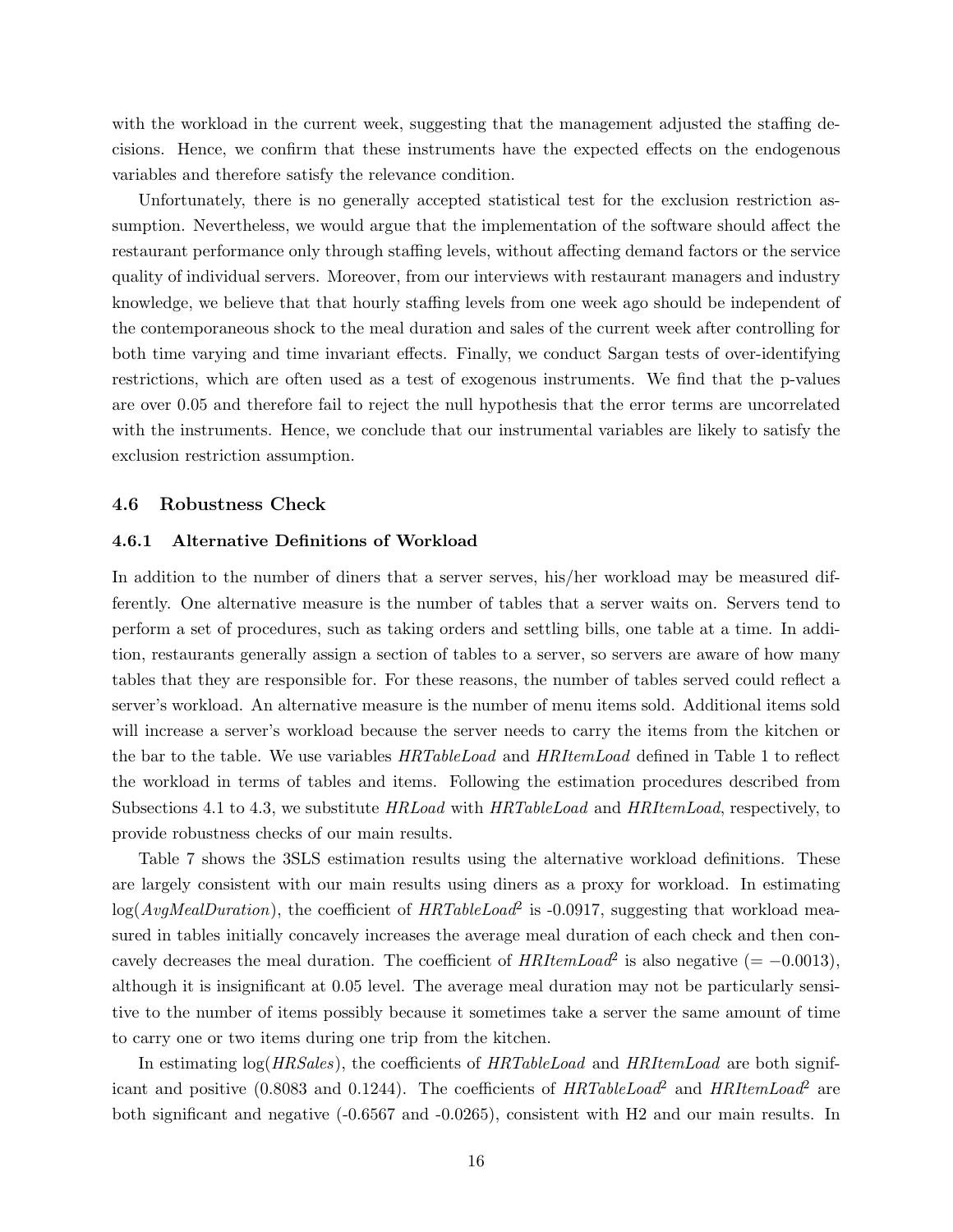with the workload in the current week, suggesting that the management adjusted the staffing decisions. Hence, we confirm that these instruments have the expected effects on the endogenous variables and therefore satisfy the relevance condition.

Unfortunately, there is no generally accepted statistical test for the exclusion restriction assumption. Nevertheless, we would argue that the implementation of the software should affect the restaurant performance only through staffing levels, without affecting demand factors or the service quality of individual servers. Moreover, from our interviews with restaurant managers and industry knowledge, we believe that that hourly staffing levels from one week ago should be independent of the contemporaneous shock to the meal duration and sales of the current week after controlling for both time varying and time invariant effects. Finally, we conduct Sargan tests of over-identifying restrictions, which are often used as a test of exogenous instruments. We find that the p-values are over 0.05 and therefore fail to reject the null hypothesis that the error terms are uncorrelated with the instruments. Hence, we conclude that our instrumental variables are likely to satisfy the exclusion restriction assumption.

### 4.6 Robustness Check

#### 4.6.1 Alternative Definitions of Workload

In addition to the number of diners that a server serves, his/her workload may be measured differently. One alternative measure is the number of tables that a server waits on. Servers tend to perform a set of procedures, such as taking orders and settling bills, one table at a time. In addition, restaurants generally assign a section of tables to a server, so servers are aware of how many tables that they are responsible for. For these reasons, the number of tables served could reflect a server's workload. An alternative measure is the number of menu items sold. Additional items sold will increase a server's workload because the server needs to carry the items from the kitchen or the bar to the table. We use variables *HRTableLoad* and *HRItemLoad* defined in Table 1 to reflect the workload in terms of tables and items. Following the estimation procedures described from Subsections 4.1 to 4.3, we substitute *HRLoad* with *HRTableLoad* and *HRItemLoad*, respectively, to provide robustness checks of our main results.

Table 7 shows the 3SLS estimation results using the alternative workload definitions. These are largely consistent with our main results using diners as a proxy for workload. In estimating $\log(AvgMealDuration)$, the coefficient of $HRTableLoad^2$ is -0.0917, suggesting that workload measured in tables initially concavely increases the average meal duration of each check and then concavely decreases the meal duration. The coefficient of $HRItemLoad^2$ is also negative ($= -0.0013$), although it is insignificant at 0.05 level. The average meal duration may not be particularly sensitive to the number of items possibly because it sometimes take a server the same amount of time to carry one or two items during one trip from the kitchen.

In estimating $\log(HRSales)$, the coefficients of *HRTableLoad* and *HRItemLoad* are both significant and positive (0.8083 and 0.1244). The coefficients of $HRTableLoad^2$ and $HRItemLoad^2$ are both significant and negative (-0.6567 and -0.0265), consistent with H2 and our main results. In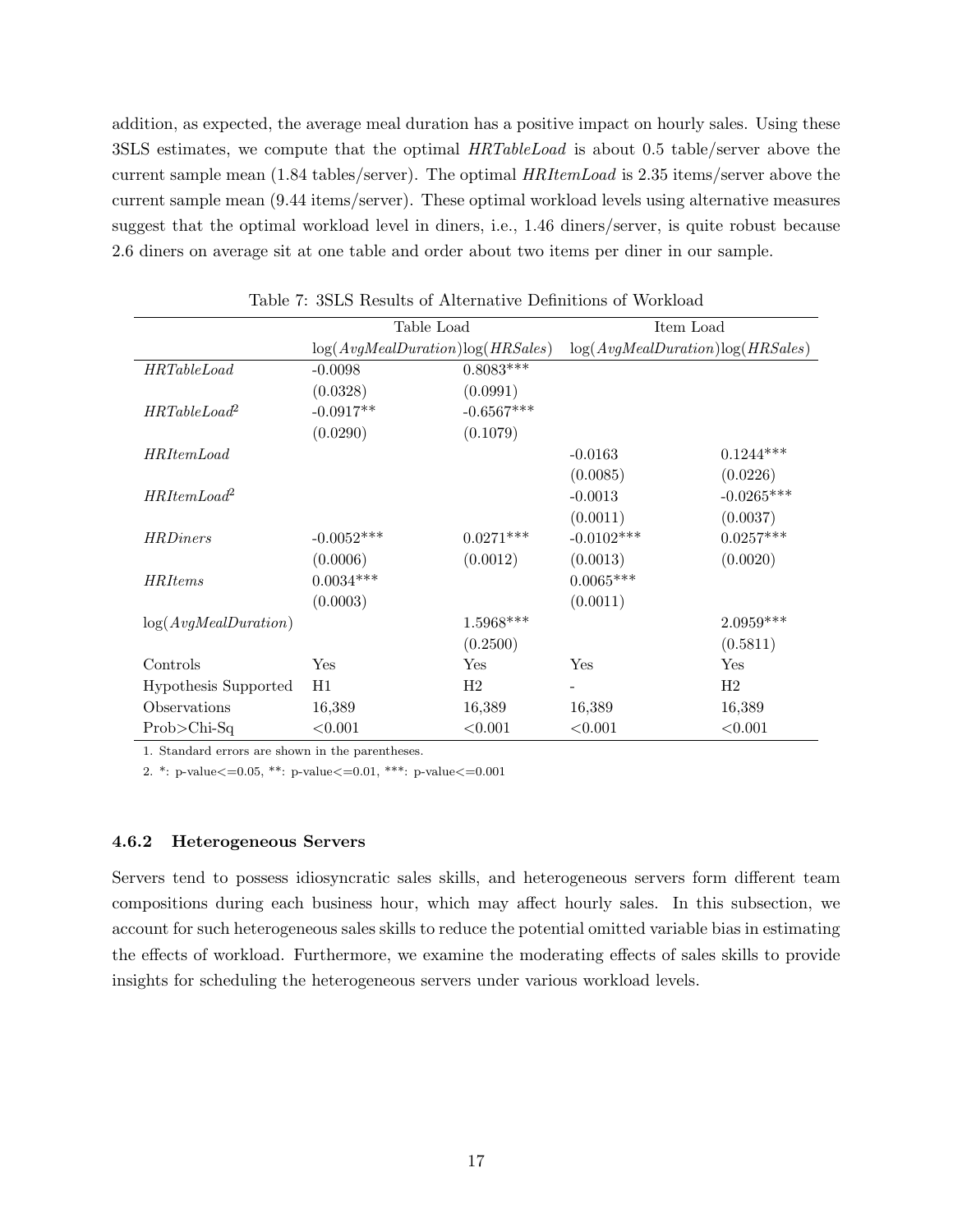addition, as expected, the average meal duration has a positive impact on hourly sales. Using these 3SLS estimates, we compute that the optimal *HRTableLoad* is about 0.5 table/server above the current sample mean (1.84 tables/server). The optimal *HRItemLoad* is 2.35 items/server above the current sample mean (9.44 items/server). These optimal workload levels using alternative measures suggest that the optimal workload level in diners, i.e., 1.46 diners/server, is quite robust because 2.6 diners on average sit at one table and order about two items per diner in our sample.

Table 7: 3SLS Results of Alternative Definitions of Workload

| | Table Load | | Item Load | |
|---|---|---|---|---|
| | log(*AvgMealDuration*) | log(*HRSales*) | log(*AvgMealDuration*) | log(*HRSales*) |
| *HRTableLoad* | -0.0098 | 0.8083*** | | |
| | (0.0328) | (0.0991) | | |
| *HRTableLoad*$^2$ | -0.0917** | -0.6567*** | | |
| | (0.0290) | (0.1079) | | |
| *HRItemLoad* | | | -0.0163 | 0.1244*** |
| | | | (0.0085) | (0.0226) |
| *HRItemLoad*$^2$ | | | -0.0013 | -0.0265*** |
| | | | (0.0011) | (0.0037) |
| *HRDiners* | -0.0052*** | 0.0271*** | -0.0102*** | 0.0257*** |
| | (0.0006) | (0.0012) | (0.0013) | (0.0020) |
| *HRItems* | 0.0034*** | | 0.0065*** | |
| | (0.0003) | | (0.0011) | |
| log(*AvgMealDuration*) | | 1.5968*** | | 2.0959*** |
| | | (0.2500) | | (0.5811) |
| Controls | Yes | Yes | Yes | Yes |
| Hypothesis Supported | H1 | H2 | - | H2 |
| Observations | 16,389 | 16,389 | 16,389 | 16,389 |
| Prob>Chi-Sq | <0.001 | <0.001 | <0.001 | <0.001 |

1. Standard errors are shown in the parentheses.

2. *: p-value<=0.05, **: p-value<=0.01, ***: p-value<=0.001

### 4.6.2 Heterogeneous Servers

Servers tend to possess idiosyncratic sales skills, and heterogeneous servers form different team compositions during each business hour, which may affect hourly sales. In this subsection, we account for such heterogeneous sales skills to reduce the potential omitted variable bias in estimating the effects of workload. Furthermore, we examine the moderating effects of sales skills to provide insights for scheduling the heterogeneous servers under various workload levels.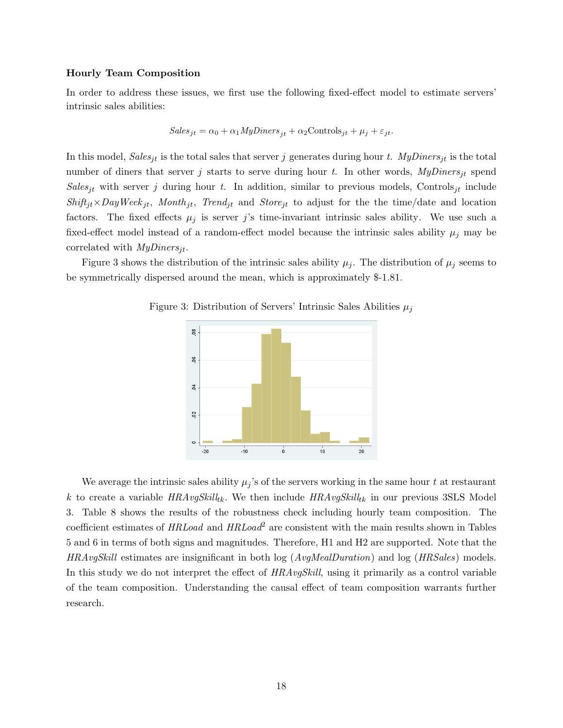### Hourly Team Composition

In order to address these issues, we first use the following fixed-effect model to estimate servers' intrinsic sales abilities:

$$Sales_{jt} = \alpha_0 + \alpha_1 MyDiners_{jt} + \alpha_2 \text{Controls}_{jt} + \mu_j + \varepsilon_{jt}.$$

In this model, $Sales_{jt}$ is the total sales that server $j$ generates during hour $t$. $MyDiners_{jt}$ is the total number of diners that server $j$ starts to serve during hour $t$. In other words, $MyDiners_{jt}$ spend $Sales_{jt}$ with server $j$ during hour $t$. In addition, similar to previous models, $\text{Controls}_{jt}$ include $Shift_{jt} \times DayWeek_{jt}$, $Month_{jt}$, $Trend_{jt}$ and $Store_{jt}$ to adjust for the the time/date and location factors. The fixed effects $\mu_j$ is server $j$'s time-invariant intrinsic sales ability. We use such a fixed-effect model instead of a random-effect model because the intrinsic sales ability $\mu_j$ may be correlated with $MyDiners_{jt}$.

Figure 3 shows the distribution of the intrinsic sales ability $\mu_j$. The distribution of $\mu_j$ seems to be symmetrically dispersed around the mean, which is approximately \$-1.81.

Figure 3: Distribution of Servers' Intrinsic Sales Abilities $\mu_j$

We average the intrinsic sales ability $\mu_j$'s of the servers working in the same hour $t$ at restaurant $k$ to create a variable $HRAvgSkill_{tk}$. We then include $HRAvgSkill_{tk}$ in our previous 3SLS Model 3. Table 8 shows the results of the robustness check including hourly team composition. The coefficient estimates of *HRLoad* and $HRLoad^2$ are consistent with the main results shown in Tables 5 and 6 in terms of both signs and magnitudes. Therefore, H1 and H2 are supported. Note that the *HRAvgSkill* estimates are insignificant in both log (*AvgMealDuration*) and log (*HRSales*) models. In this study we do not interpret the effect of *HRAvgSkill*, using it primarily as a control variable of the team composition. Understanding the causal effect of team composition warrants further research.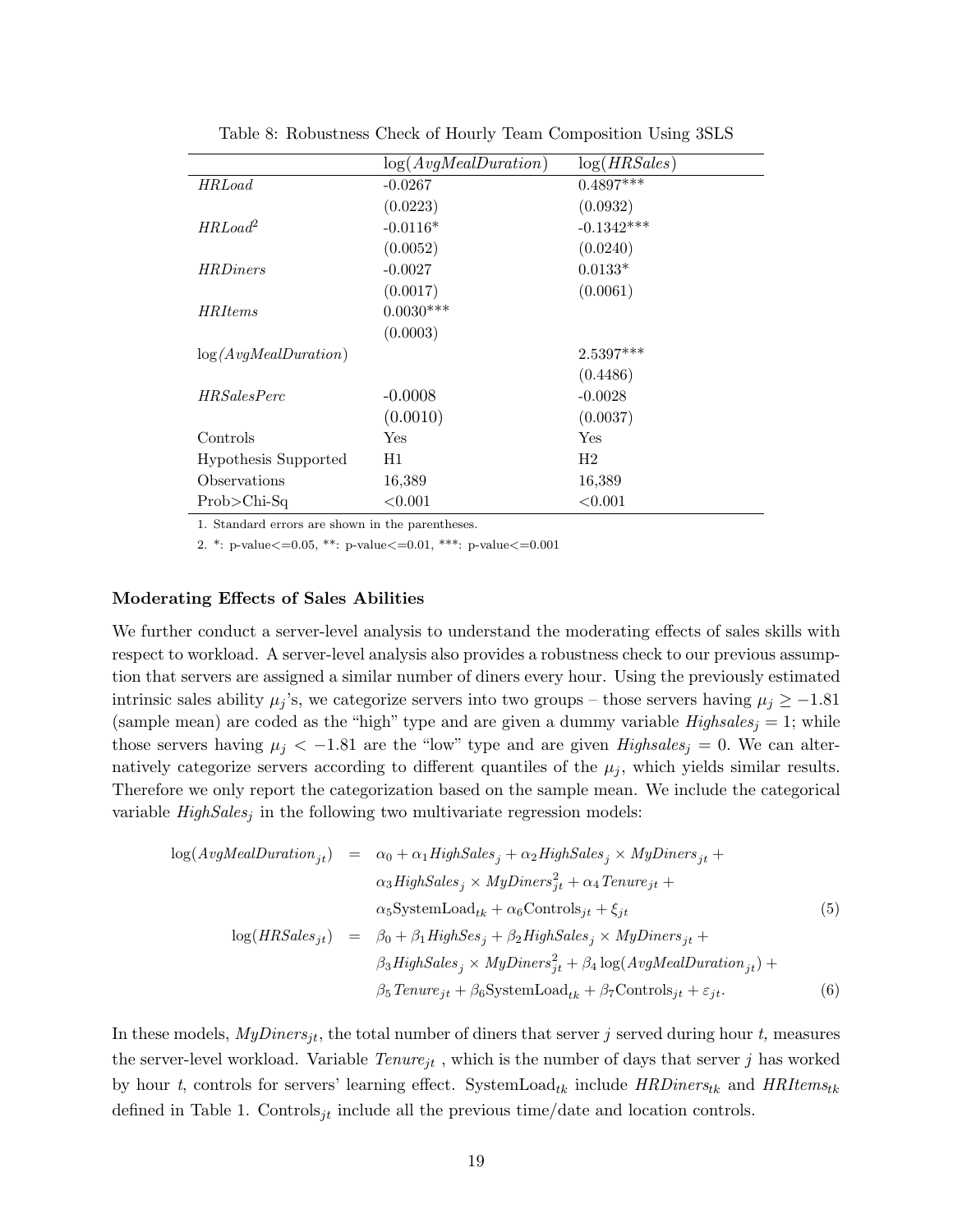Table 8: Robustness Check of Hourly Team Composition Using 3SLS

| | $\log(AvgMealDuration)$ | $\log(HRSales)$ |
|---|---|---|
| *HRLoad* | -0.0267 | 0.4897*** |
| | (0.0223) | (0.0932) |
| $HRLoad^2$ | -0.0116* | -0.1342*** |
| | (0.0052) | (0.0240) |
| *HRDiners* | -0.0027 | 0.0133* |
| | (0.0017) | (0.0061) |
| *HRItems* | 0.0030*** | |
| | (0.0003) | |
| $\log(AvgMealDuration)$ | | 2.5397*** |
| | | (0.4486) |
| *HRSalesPerc* | -0.0008 | -0.0028 |
| | (0.0010) | (0.0037) |
| Controls | Yes | Yes |
| Hypothesis Supported | H1 | H2 |
| Observations | 16,389 | 16,389 |
| Prob>Chi-Sq | <0.001 | <0.001 |

1. Standard errors are shown in the parentheses.

2. *: p-value<=0.05, **: p-value<=0.01, ***: p-value<=0.001

### Moderating Effects of Sales Abilities

We further conduct a server-level analysis to understand the moderating effects of sales skills with respect to workload. A server-level analysis also provides a robustness check to our previous assumption that servers are assigned a similar number of diners every hour. Using the previously estimated intrinsic sales ability $\mu_j$'s, we categorize servers into two groups – those servers having $\mu_j \geq -1.81$ (sample mean) are coded as the "high" type and are given a dummy variable $Highsales_j = 1$; while those servers having $\mu_j < -1.81$ are the "low" type and are given $Highsales_j = 0$. We can alternatively categorize servers according to different quantiles of the $\mu_j$, which yields similar results. Therefore we only report the categorization based on the sample mean. We include the categorical variable $HighSales_j$ in the following two multivariate regression models:

$$
\begin{aligned}
\log(AvgMealDuration_{jt}) &= \alpha_0 + \alpha_1 HighSales_j + \alpha_2 HighSales_j \times MyDiners_{jt} + \\
&\quad \alpha_3 HighSales_j \times MyDiners_{jt}^2 + \alpha_4 Tenure_{jt} + \\
&\quad \alpha_5 \text{SystemLoad}_{tk} + \alpha_6 \text{Controls}_{jt} + \xi_{jt} \qquad (5) \\
\log(HRSales_{jt}) &= \beta_0 + \beta_1 HighSes_j + \beta_2 HighSales_j \times MyDiners_{jt} + \\
&\quad \beta_3 HighSales_j \times MyDiners_{jt}^2 + \beta_4 \log(AvgMealDuration_{jt}) + \\
&\quad \beta_5 Tenure_{jt} + \beta_6 \text{SystemLoad}_{tk} + \beta_7 \text{Controls}_{jt} + \varepsilon_{jt}. \qquad (6)
\end{aligned}
$$

In these models, $MyDiners_{jt}$, the total number of diners that server $j$ served during hour $t$, measures the server-level workload. Variable $Tenure_{jt}$ , which is the number of days that server $j$ has worked by hour $t$, controls for servers' learning effect. $\text{SystemLoad}_{tk}$ include $HRDiners_{tk}$ and $HRItems_{tk}$ defined in Table 1. $\text{Controls}_{jt}$ include all the previous time/date and location controls.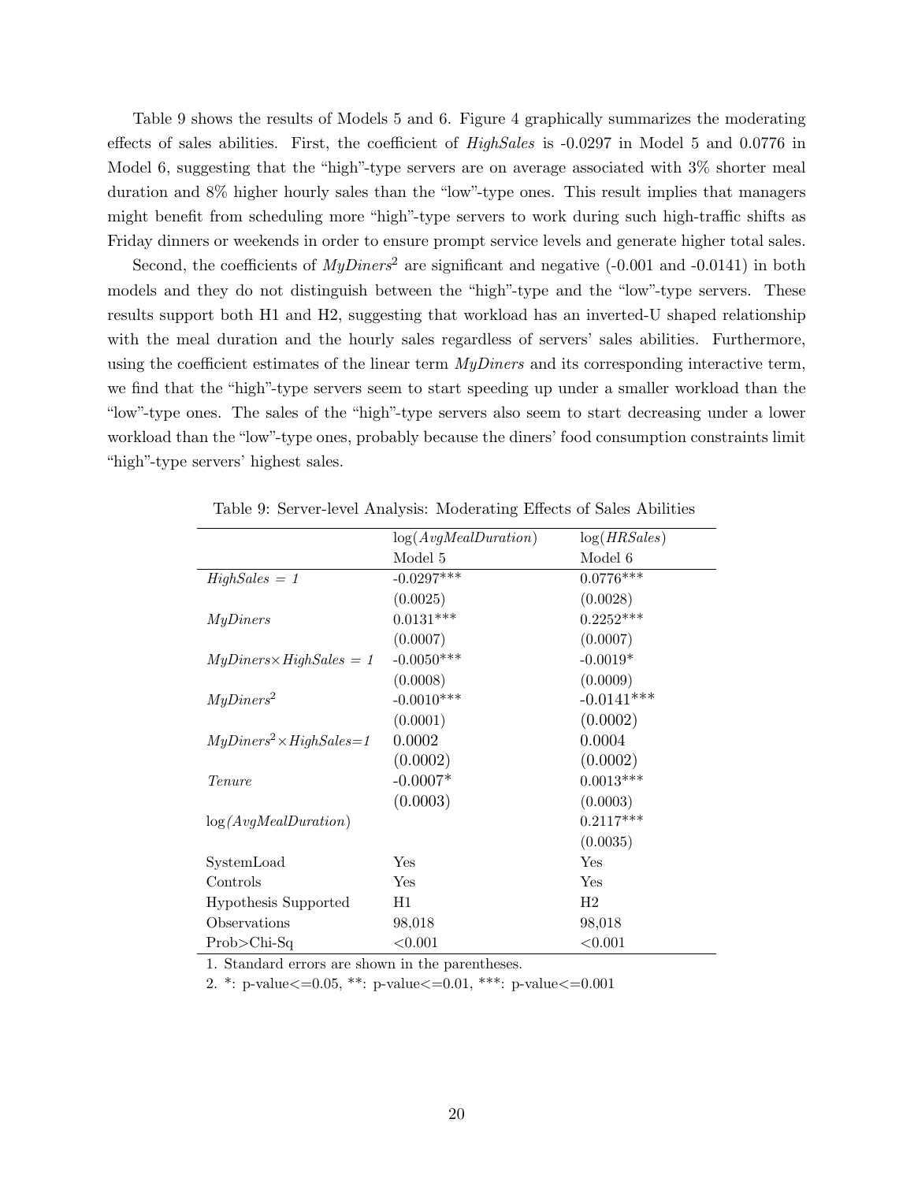Table 9 shows the results of Models 5 and 6. Figure 4 graphically summarizes the moderating effects of sales abilities. First, the coefficient of *HighSales* is -0.0297 in Model 5 and 0.0776 in Model 6, suggesting that the "high"-type servers are on average associated with 3% shorter meal duration and 8% higher hourly sales than the "low"-type ones. This result implies that managers might benefit from scheduling more "high"-type servers to work during such high-traffic shifts as Friday dinners or weekends in order to ensure prompt service levels and generate higher total sales.

Second, the coefficients of $MyDiners^2$ are significant and negative (-0.001 and -0.0141) in both models and they do not distinguish between the "high"-type and the "low"-type servers. These results support both H1 and H2, suggesting that workload has an inverted-U shaped relationship with the meal duration and the hourly sales regardless of servers' sales abilities. Furthermore, using the coefficient estimates of the linear term *MyDiners* and its corresponding interactive term, we find that the "high"-type servers seem to start speeding up under a smaller workload than the "low"-type ones. The sales of the "high"-type servers also seem to start decreasing under a lower workload than the "low"-type ones, probably because the diners' food consumption constraints limit "high"-type servers' highest sales.

Table 9: Server-level Analysis: Moderating Effects of Sales Abilities

| | $\log(AvgMealDuration)$ | $\log(HRSales)$ |
|---|---|---|
| | Model 5 | Model 6 |
| *HighSales = 1* | -0.0297*** | 0.0776*** |
| | (0.0025) | (0.0028) |
| *MyDiners* | 0.0131*** | 0.2252*** |
| | (0.0007) | (0.0007) |
| $MyDiners \times HighSales = 1$ | -0.0050*** | -0.0019* |
| | (0.0008) | (0.0009) |
| $MyDiners^2$ | -0.0010*** | -0.0141*** |
| | (0.0001) | (0.0002) |
| $MyDiners^2 \times HighSales=1$ | 0.0002 | 0.0004 |
| | (0.0002) | (0.0002) |
| *Tenure* | -0.0007* | 0.0013*** |
| | (0.0003) | (0.0003) |
| $\log(AvgMealDuration)$ | | 0.2117*** |
| | | (0.0035) |
| SystemLoad | Yes | Yes |
| Controls | Yes | Yes |
| Hypothesis Supported | H1 | H2 |
| Observations | 98,018 | 98,018 |
| Prob>Chi-Sq | <0.001 | <0.001 |

1. Standard errors are shown in the parentheses.

2. *: p-value<=0.05, **: p-value<=0.01, ***: p-value<=0.001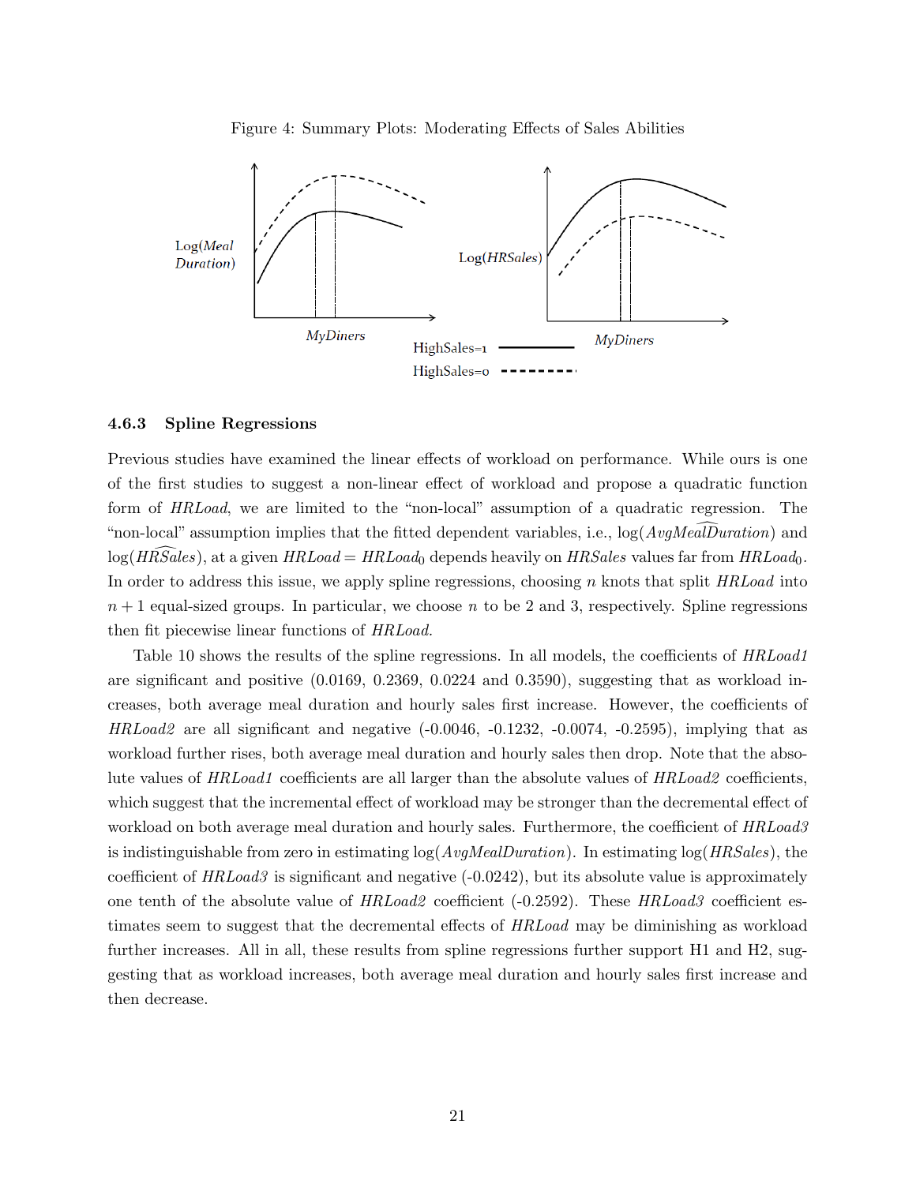Figure 4: Summary Plots: Moderating Effects of Sales Abilities

#### 4.6.3 Spline Regressions

Previous studies have examined the linear effects of workload on performance. While ours is one of the first studies to suggest a non-linear effect of workload and propose a quadratic function form of *HRLoad*, we are limited to the "non-local" assumption of a quadratic regression. The "non-local" assumption implies that the fitted dependent variables, i.e., $\log(\widehat{AvgMealDuration})$ and $\log(\widehat{HRSales})$, at a given $HRLoad = HRLoad_0$ depends heavily on *HRSales* values far from $HRLoad_0$. In order to address this issue, we apply spline regressions, choosing $n$ knots that split *HRLoad* into $n+1$ equal-sized groups. In particular, we choose $n$ to be 2 and 3, respectively. Spline regressions then fit piecewise linear functions of *HRLoad*.

Table 10 shows the results of the spline regressions. In all models, the coefficients of *HRLoad1* are significant and positive (0.0169, 0.2369, 0.0224 and 0.3590), suggesting that as workload increases, both average meal duration and hourly sales first increase. However, the coefficients of *HRLoad2* are all significant and negative (-0.0046, -0.1232, -0.0074, -0.2595), implying that as workload further rises, both average meal duration and hourly sales then drop. Note that the absolute values of *HRLoad1* coefficients are all larger than the absolute values of *HRLoad2* coefficients, which suggest that the incremental effect of workload may be stronger than the decremental effect of workload on both average meal duration and hourly sales. Furthermore, the coefficient of *HRLoad3* is indistinguishable from zero in estimating $\log(AvgMealDuration)$. In estimating $\log(HRSales)$, the coefficient of *HRLoad3* is significant and negative (-0.0242), but its absolute value is approximately one tenth of the absolute value of *HRLoad2* coefficient (-0.2592). These *HRLoad3* coefficient estimates seem to suggest that the decremental effects of *HRLoad* may be diminishing as workload further increases. All in all, these results from spline regressions further support H1 and H2, suggesting that as workload increases, both average meal duration and hourly sales first increase and then decrease.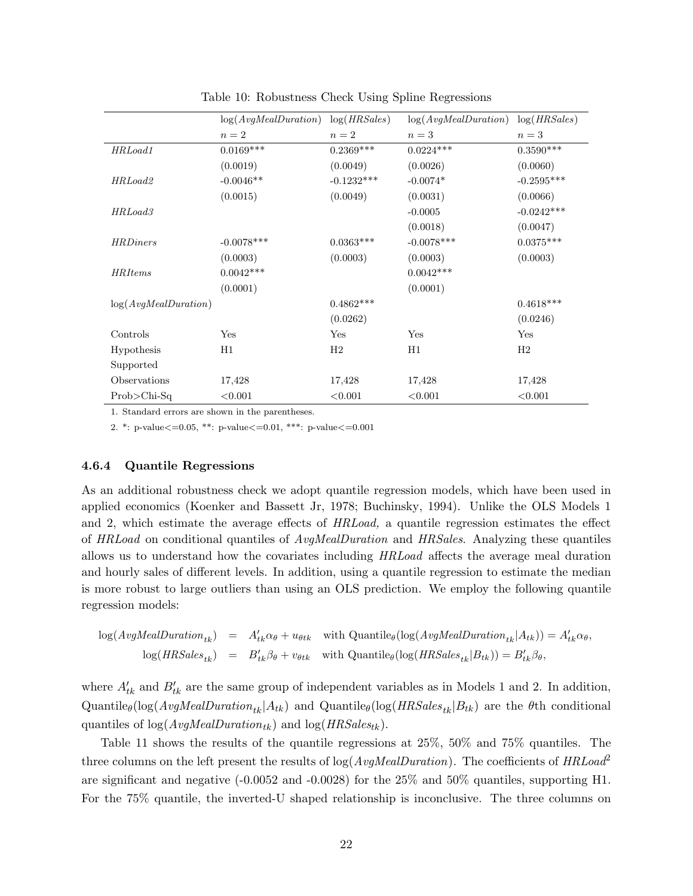Table 10: Robustness Check Using Spline Regressions

| | log(*AvgMealDuration*) | log(*HRSales*) | log(*AvgMealDuration*) | log(*HRSales*) |
|---|---|---|---|---|
| | $n = 2$ | $n = 2$ | $n = 3$ | $n = 3$ |
| *HRLoad1* | 0.0169*** | 0.2369*** | 0.0224*** | 0.3590*** |
| | (0.0019) | (0.0049) | (0.0026) | (0.0060) |
| *HRLoad2* | -0.0046** | -0.1232*** | -0.0074* | -0.2595*** |
| | (0.0015) | (0.0049) | (0.0031) | (0.0066) |
| *HRLoad3* | | | -0.0005 | -0.0242*** |
| | | | (0.0018) | (0.0047) |
| *HRDiners* | -0.0078*** | 0.0363*** | -0.0078*** | 0.0375*** |
| | (0.0003) | (0.0003) | (0.0003) | (0.0003) |
| *HRItems* | 0.0042*** | | 0.0042*** | |
| | (0.0001) | | (0.0001) | |
| log(*AvgMealDuration*) | | 0.4862*** | | 0.4618*** |
| | | (0.0262) | | (0.0246) |
| Controls | Yes | Yes | Yes | Yes |
| Hypothesis Supported | H1 | H2 | H1 | H2 |
| Observations | 17,428 | 17,428 | 17,428 | 17,428 |
| Prob>Chi-Sq | <0.001 | <0.001 | <0.001 | <0.001 |

1. Standard errors are shown in the parentheses.

2. *: p-value<=0.05, **: p-value<=0.01, ***: p-value<=0.001

#### 4.6.4 Quantile Regressions

As an additional robustness check we adopt quantile regression models, which have been used in applied economics (Koenker and Bassett Jr, 1978; Buchinsky, 1994). Unlike the OLS Models 1 and 2, which estimate the average effects of *HRLoad,* a quantile regression estimates the effect of *HRLoad* on conditional quantiles of *AvgMealDuration* and *HRSales*. Analyzing these quantiles allows us to understand how the covariates including *HRLoad* affects the average meal duration and hourly sales of different levels. In addition, using a quantile regression to estimate the median is more robust to large outliers than using an OLS prediction. We employ the following quantile regression models:

$$
\begin{aligned}
\log(AvgMealDuration_{tk}) &= A'_{tk}\alpha_\theta + u_{\theta tk} \quad \text{with Quantile}_\theta(\log(AvgMealDuration_{tk}|A_{tk})) = A'_{tk}\alpha_\theta, \\
\log(HRSales_{tk}) &= B'_{tk}\beta_\theta + v_{\theta tk} \quad \text{with Quantile}_\theta(\log(HRSales_{tk}|B_{tk})) = B'_{tk}\beta_\theta,
\end{aligned}
$$

where $A'_{tk}$ and $B'_{tk}$ are the same group of independent variables as in Models 1 and 2. In addition, $\text{Quantile}_\theta(\log(AvgMealDuration_{tk}|A_{tk})$ and $\text{Quantile}_\theta(\log(HRSales_{tk}|B_{tk})$ are the $\theta$th conditional quantiles of $\log(AvgMealDuration_{tk})$ and $\log(HRSales_{tk})$.

Table 11 shows the results of the quantile regressions at 25%, 50% and 75% quantiles. The three columns on the left present the results of log(*AvgMealDuration*). The coefficients of $HRLoad^2$ are significant and negative (-0.0052 and -0.0028) for the 25% and 50% quantiles, supporting H1. For the 75% quantile, the inverted-U shaped relationship is inconclusive. The three columns on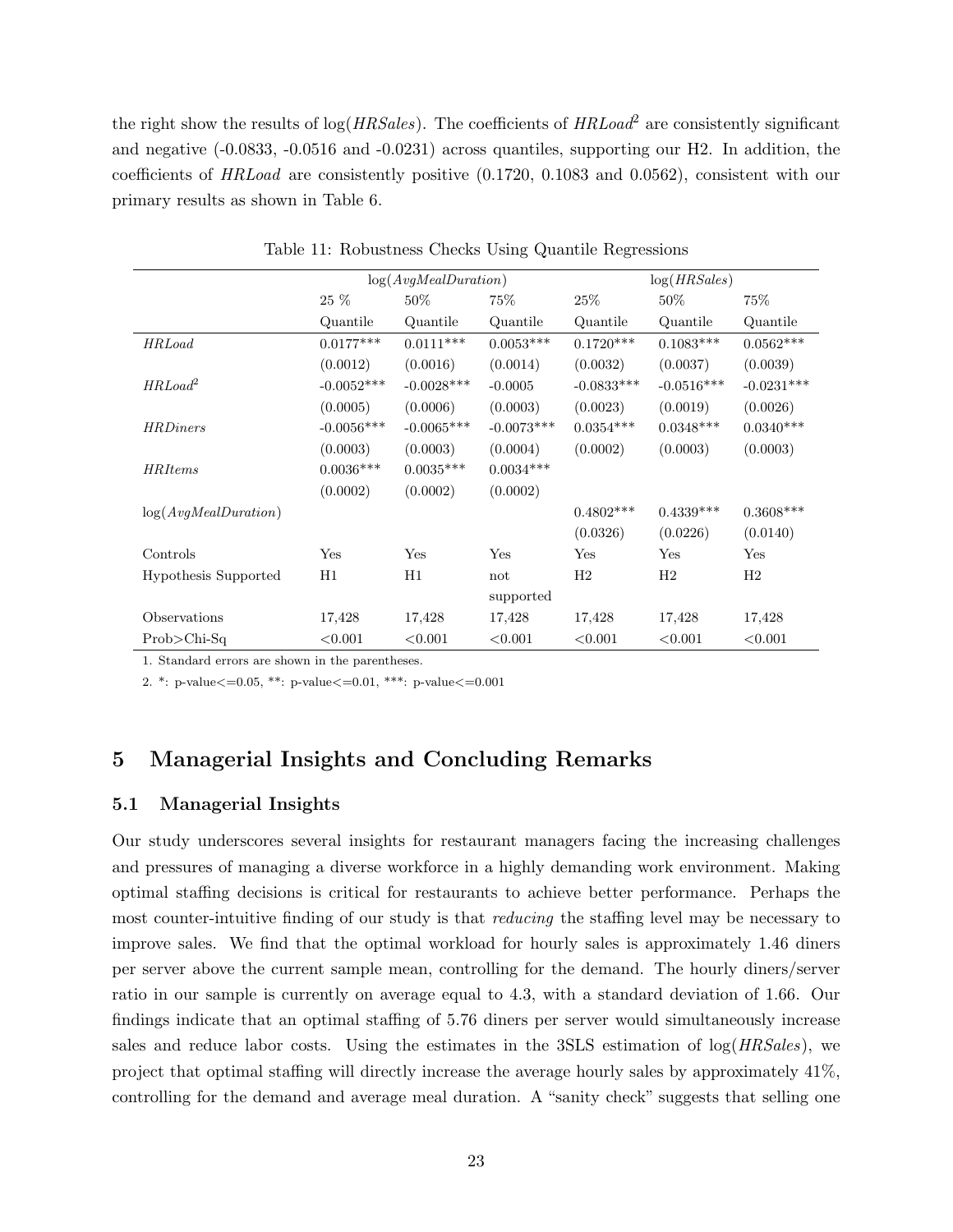the right show the results of log($HRSales$). The coefficients of $HRLoad^2$ are consistently significant and negative (-0.0833, -0.0516 and -0.0231) across quantiles, supporting our H2. In addition, the coefficients of $HRLoad$ are consistently positive (0.1720, 0.1083 and 0.0562), consistent with our primary results as shown in Table 6.

Table 11: Robustness Checks Using Quantile Regressions

| | log($AvgMealDuration$) | | | log($HRSales$) | | |
|---|---|---|---|---|---|---|
| | 25 % Quantile | 50% Quantile | 75% Quantile | 25% Quantile | 50% Quantile | 75% Quantile |
| $HRLoad$ | 0.0177*** | 0.0111*** | 0.0053*** | 0.1720*** | 0.1083*** | 0.0562*** |
| | (0.0012) | (0.0016) | (0.0014) | (0.0032) | (0.0037) | (0.0039) |
| $HRLoad^2$ | -0.0052*** | -0.0028*** | -0.0005 | -0.0833*** | -0.0516*** | -0.0231*** |
| | (0.0005) | (0.0006) | (0.0003) | (0.0023) | (0.0019) | (0.0026) |
| $HRDiners$ | -0.0056*** | -0.0065*** | -0.0073*** | 0.0354*** | 0.0348*** | 0.0340*** |
| | (0.0003) | (0.0003) | (0.0004) | (0.0002) | (0.0003) | (0.0003) |
| $HRItems$ | 0.0036*** | 0.0035*** | 0.0034*** | | | |
| | (0.0002) | (0.0002) | (0.0002) | | | |
| log($AvgMealDuration$) | | | | 0.4802*** | 0.4339*** | 0.3608*** |
| | | | | (0.0326) | (0.0226) | (0.0140) |
| Controls | Yes | Yes | Yes | Yes | Yes | Yes |
| Hypothesis Supported | H1 | H1 | not supported | H2 | H2 | H2 |
| Observations | 17,428 | 17,428 | 17,428 | 17,428 | 17,428 | 17,428 |
| Prob>Chi-Sq | <0.001 | <0.001 | <0.001 | <0.001 | <0.001 | <0.001 |

1. Standard errors are shown in the parentheses.

2. *: p-value<=0.05, **: p-value<=0.01, ***: p-value<=0.001

## 5 Managerial Insights and Concluding Remarks

### 5.1 Managerial Insights

Our study underscores several insights for restaurant managers facing the increasing challenges and pressures of managing a diverse workforce in a highly demanding work environment. Making optimal staffing decisions is critical for restaurants to achieve better performance. Perhaps the most counter-intuitive finding of our study is that *reducing* the staffing level may be necessary to improve sales. We find that the optimal workload for hourly sales is approximately 1.46 diners per server above the current sample mean, controlling for the demand. The hourly diners/server ratio in our sample is currently on average equal to 4.3, with a standard deviation of 1.66. Our findings indicate that an optimal staffing of 5.76 diners per server would simultaneously increase sales and reduce labor costs. Using the estimates in the 3SLS estimation of log($HRSales$), we project that optimal staffing will directly increase the average hourly sales by approximately 41%, controlling for the demand and average meal duration. A "sanity check" suggests that selling one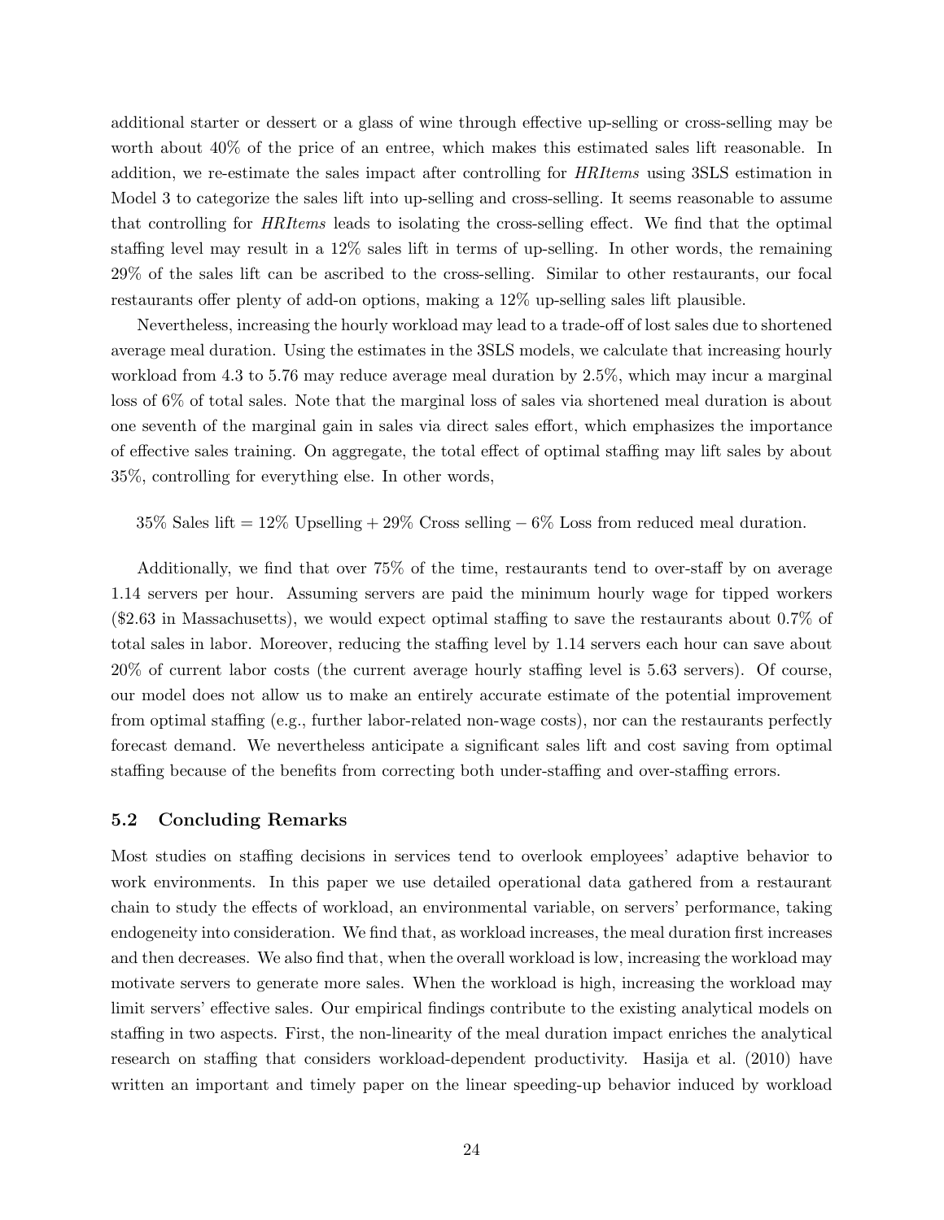additional starter or dessert or a glass of wine through effective up-selling or cross-selling may be worth about 40% of the price of an entree, which makes this estimated sales lift reasonable. In addition, we re-estimate the sales impact after controlling for *HRItems* using 3SLS estimation in Model 3 to categorize the sales lift into up-selling and cross-selling. It seems reasonable to assume that controlling for *HRItems* leads to isolating the cross-selling effect. We find that the optimal staffing level may result in a 12% sales lift in terms of up-selling. In other words, the remaining 29% of the sales lift can be ascribed to the cross-selling. Similar to other restaurants, our focal restaurants offer plenty of add-on options, making a 12% up-selling sales lift plausible.

Nevertheless, increasing the hourly workload may lead to a trade-off of lost sales due to shortened average meal duration. Using the estimates in the 3SLS models, we calculate that increasing hourly workload from 4.3 to 5.76 may reduce average meal duration by 2.5%, which may incur a marginal loss of 6% of total sales. Note that the marginal loss of sales via shortened meal duration is about one seventh of the marginal gain in sales via direct sales effort, which emphasizes the importance of effective sales training. On aggregate, the total effect of optimal staffing may lift sales by about 35%, controlling for everything else. In other words,

$$35\% \text{ Sales lift} = 12\% \text{ Upselling} + 29\% \text{ Cross selling} - 6\% \text{ Loss from reduced meal duration.}$$

Additionally, we find that over 75% of the time, restaurants tend to over-staff by on average 1.14 servers per hour. Assuming servers are paid the minimum hourly wage for tipped workers ($2.63 in Massachusetts), we would expect optimal staffing to save the restaurants about 0.7% of total sales in labor. Moreover, reducing the staffing level by 1.14 servers each hour can save about 20% of current labor costs (the current average hourly staffing level is 5.63 servers). Of course, our model does not allow us to make an entirely accurate estimate of the potential improvement from optimal staffing (e.g., further labor-related non-wage costs), nor can the restaurants perfectly forecast demand. We nevertheless anticipate a significant sales lift and cost saving from optimal staffing because of the benefits from correcting both under-staffing and over-staffing errors.

## 5.2 Concluding Remarks

Most studies on staffing decisions in services tend to overlook employees' adaptive behavior to work environments. In this paper we use detailed operational data gathered from a restaurant chain to study the effects of workload, an environmental variable, on servers' performance, taking endogeneity into consideration. We find that, as workload increases, the meal duration first increases and then decreases. We also find that, when the overall workload is low, increasing the workload may motivate servers to generate more sales. When the workload is high, increasing the workload may limit servers' effective sales. Our empirical findings contribute to the existing analytical models on staffing in two aspects. First, the non-linearity of the meal duration impact enriches the analytical research on staffing that considers workload-dependent productivity. Hasija et al. (2010) have written an important and timely paper on the linear speeding-up behavior induced by workload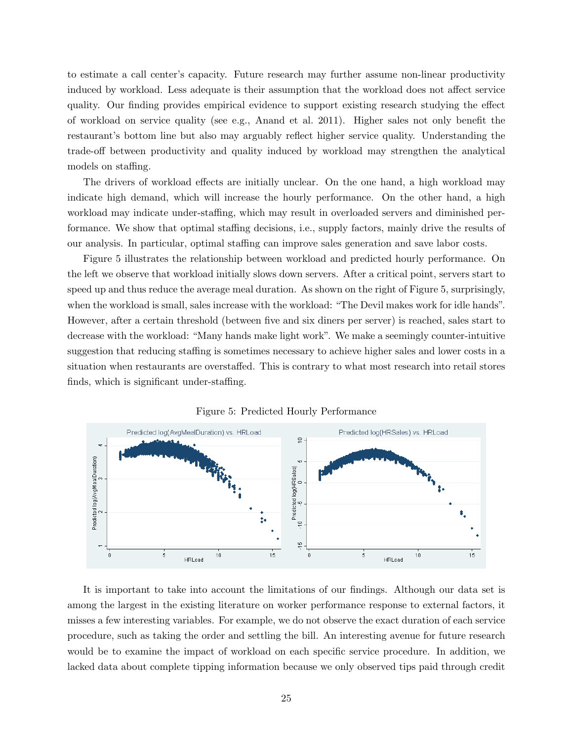to estimate a call center's capacity. Future research may further assume non-linear productivity induced by workload. Less adequate is their assumption that the workload does not affect service quality. Our finding provides empirical evidence to support existing research studying the effect of workload on service quality (see e.g., Anand et al. 2011). Higher sales not only benefit the restaurant's bottom line but also may arguably reflect higher service quality. Understanding the trade-off between productivity and quality induced by workload may strengthen the analytical models on staffing.

The drivers of workload effects are initially unclear. On the one hand, a high workload may indicate high demand, which will increase the hourly performance. On the other hand, a high workload may indicate under-staffing, which may result in overloaded servers and diminished performance. We show that optimal staffing decisions, i.e., supply factors, mainly drive the results of our analysis. In particular, optimal staffing can improve sales generation and save labor costs.

Figure 5 illustrates the relationship between workload and predicted hourly performance. On the left we observe that workload initially slows down servers. After a critical point, servers start to speed up and thus reduce the average meal duration. As shown on the right of Figure 5, surprisingly, when the workload is small, sales increase with the workload: "The Devil makes work for idle hands". However, after a certain threshold (between five and six diners per server) is reached, sales start to decrease with the workload: "Many hands make light work". We make a seemingly counter-intuitive suggestion that reducing staffing is sometimes necessary to achieve higher sales and lower costs in a situation when restaurants are overstaffed. This is contrary to what most research into retail stores finds, which is significant under-staffing.

Figure 5: Predicted Hourly Performance

It is important to take into account the limitations of our findings. Although our data set is among the largest in the existing literature on worker performance response to external factors, it misses a few interesting variables. For example, we do not observe the exact duration of each service procedure, such as taking the order and settling the bill. An interesting avenue for future research would be to examine the impact of workload on each specific service procedure. In addition, we lacked data about complete tipping information because we only observed tips paid through credit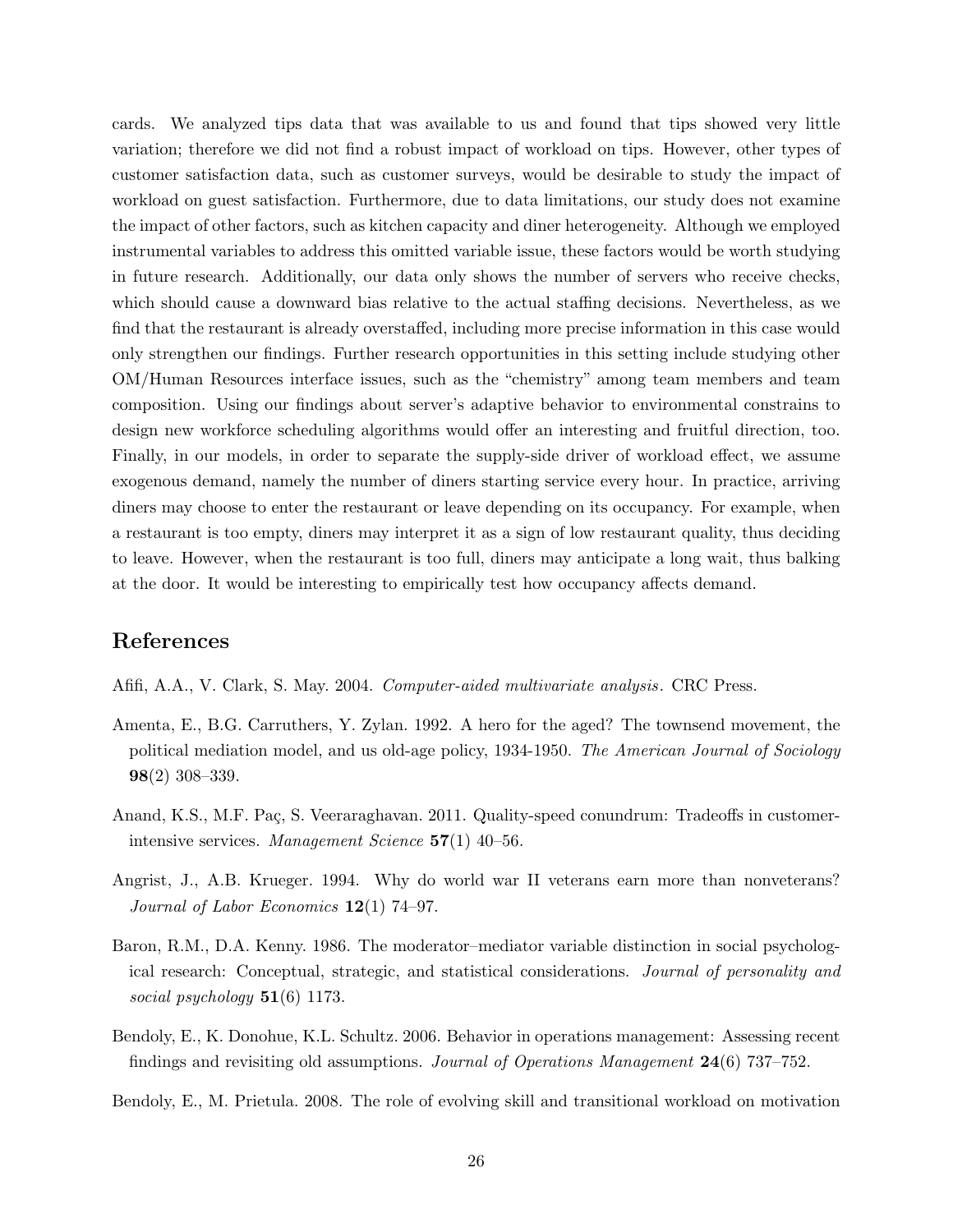cards. We analyzed tips data that was available to us and found that tips showed very little variation; therefore we did not find a robust impact of workload on tips. However, other types of customer satisfaction data, such as customer surveys, would be desirable to study the impact of workload on guest satisfaction. Furthermore, due to data limitations, our study does not examine the impact of other factors, such as kitchen capacity and diner heterogeneity. Although we employed instrumental variables to address this omitted variable issue, these factors would be worth studying in future research. Additionally, our data only shows the number of servers who receive checks, which should cause a downward bias relative to the actual staffing decisions. Nevertheless, as we find that the restaurant is already overstaffed, including more precise information in this case would only strengthen our findings. Further research opportunities in this setting include studying other OM/Human Resources interface issues, such as the "chemistry" among team members and team composition. Using our findings about server's adaptive behavior to environmental constrains to design new workforce scheduling algorithms would offer an interesting and fruitful direction, too. Finally, in our models, in order to separate the supply-side driver of workload effect, we assume exogenous demand, namely the number of diners starting service every hour. In practice, arriving diners may choose to enter the restaurant or leave depending on its occupancy. For example, when a restaurant is too empty, diners may interpret it as a sign of low restaurant quality, thus deciding to leave. However, when the restaurant is too full, diners may anticipate a long wait, thus balking at the door. It would be interesting to empirically test how occupancy affects demand.

## References

Afifi, A.A., V. Clark, S. May. 2004. *Computer-aided multivariate analysis*. CRC Press.

Amenta, E., B.G. Carruthers, Y. Zylan. 1992. A hero for the aged? The townsend movement, the political mediation model, and us old-age policy, 1934-1950. *The American Journal of Sociology* **98**(2) 308–339.

Anand, K.S., M.F. Paç, S. Veeraraghavan. 2011. Quality-speed conundrum: Tradeoffs in customer-intensive services. *Management Science* **57**(1) 40–56.

Angrist, J., A.B. Krueger. 1994. Why do world war II veterans earn more than nonveterans? *Journal of Labor Economics* **12**(1) 74–97.

Baron, R.M., D.A. Kenny. 1986. The moderator–mediator variable distinction in social psychological research: Conceptual, strategic, and statistical considerations. *Journal of personality and social psychology* **51**(6) 1173.

Bendoly, E., K. Donohue, K.L. Schultz. 2006. Behavior in operations management: Assessing recent findings and revisiting old assumptions. *Journal of Operations Management* **24**(6) 737–752.

Bendoly, E., M. Prietula. 2008. The role of evolving skill and transitional workload on motivation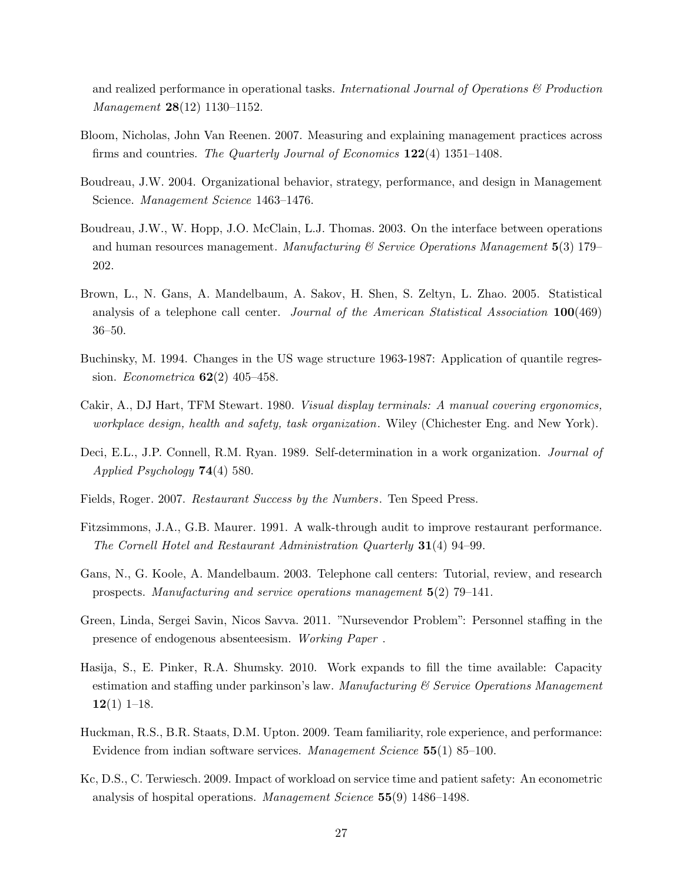and realized performance in operational tasks. *International Journal of Operations & Production Management* **28**(12) 1130–1152.

Bloom, Nicholas, John Van Reenen. 2007. Measuring and explaining management practices across firms and countries. *The Quarterly Journal of Economics* **122**(4) 1351–1408.

Boudreau, J.W. 2004. Organizational behavior, strategy, performance, and design in Management Science. *Management Science* 1463–1476.

Boudreau, J.W., W. Hopp, J.O. McClain, L.J. Thomas. 2003. On the interface between operations and human resources management. *Manufacturing & Service Operations Management* **5**(3) 179–202.

Brown, L., N. Gans, A. Mandelbaum, A. Sakov, H. Shen, S. Zeltyn, L. Zhao. 2005. Statistical analysis of a telephone call center. *Journal of the American Statistical Association* **100**(469) 36–50.

Buchinsky, M. 1994. Changes in the US wage structure 1963-1987: Application of quantile regression. *Econometrica* **62**(2) 405–458.

Cakir, A., DJ Hart, TFM Stewart. 1980. *Visual display terminals: A manual covering ergonomics, workplace design, health and safety, task organization*. Wiley (Chichester Eng. and New York).

Deci, E.L., J.P. Connell, R.M. Ryan. 1989. Self-determination in a work organization. *Journal of Applied Psychology* **74**(4) 580.

Fields, Roger. 2007. *Restaurant Success by the Numbers*. Ten Speed Press.

Fitzsimmons, J.A., G.B. Maurer. 1991. A walk-through audit to improve restaurant performance. *The Cornell Hotel and Restaurant Administration Quarterly* **31**(4) 94–99.

Gans, N., G. Koole, A. Mandelbaum. 2003. Telephone call centers: Tutorial, review, and research prospects. *Manufacturing and service operations management* **5**(2) 79–141.

Green, Linda, Sergei Savin, Nicos Savva. 2011. "Nursevendor Problem": Personnel staffing in the presence of endogenous absenteeism. *Working Paper* .

Hasija, S., E. Pinker, R.A. Shumsky. 2010. Work expands to fill the time available: Capacity estimation and staffing under parkinson's law. *Manufacturing & Service Operations Management* **12**(1) 1–18.

Huckman, R.S., B.R. Staats, D.M. Upton. 2009. Team familiarity, role experience, and performance: Evidence from indian software services. *Management Science* **55**(1) 85–100.

Kc, D.S., C. Terwiesch. 2009. Impact of workload on service time and patient safety: An econometric analysis of hospital operations. *Management Science* **55**(9) 1486–1498.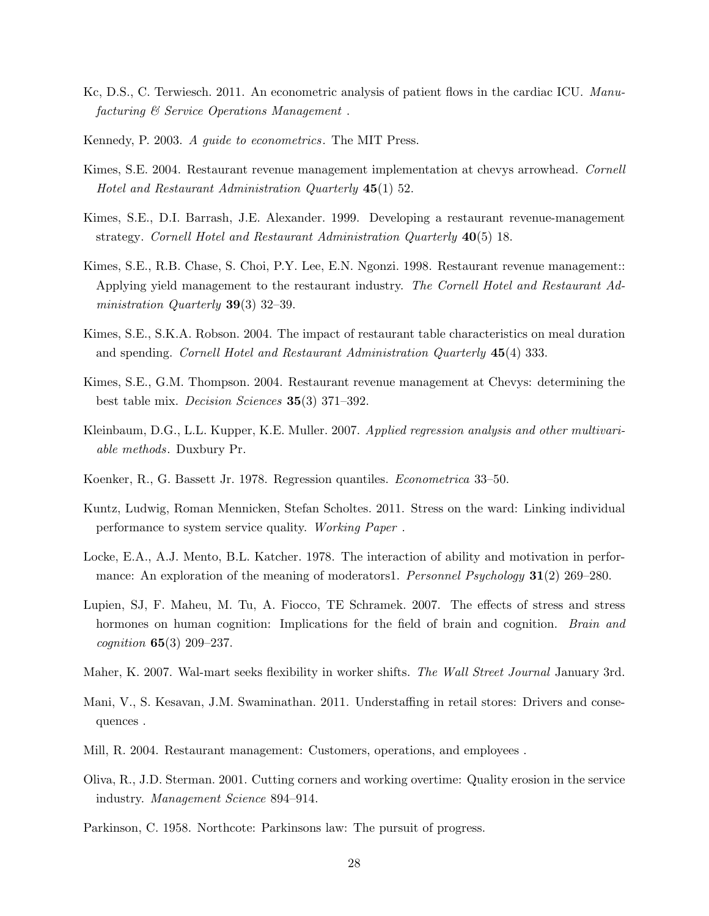Kc, D.S., C. Terwiesch. 2011. An econometric analysis of patient flows in the cardiac ICU. *Manufacturing & Service Operations Management* .

Kennedy, P. 2003. *A guide to econometrics*. The MIT Press.

Kimes, S.E. 2004. Restaurant revenue management implementation at chevys arrowhead. *Cornell Hotel and Restaurant Administration Quarterly* **45**(1) 52.

Kimes, S.E., D.I. Barrash, J.E. Alexander. 1999. Developing a restaurant revenue-management strategy. *Cornell Hotel and Restaurant Administration Quarterly* **40**(5) 18.

Kimes, S.E., R.B. Chase, S. Choi, P.Y. Lee, E.N. Ngonzi. 1998. Restaurant revenue management:: Applying yield management to the restaurant industry. *The Cornell Hotel and Restaurant Administration Quarterly* **39**(3) 32–39.

Kimes, S.E., S.K.A. Robson. 2004. The impact of restaurant table characteristics on meal duration and spending. *Cornell Hotel and Restaurant Administration Quarterly* **45**(4) 333.

Kimes, S.E., G.M. Thompson. 2004. Restaurant revenue management at Chevys: determining the best table mix. *Decision Sciences* **35**(3) 371–392.

Kleinbaum, D.G., L.L. Kupper, K.E. Muller. 2007. *Applied regression analysis and other multivariable methods*. Duxbury Pr.

Koenker, R., G. Bassett Jr. 1978. Regression quantiles. *Econometrica* 33–50.

Kuntz, Ludwig, Roman Mennicken, Stefan Scholtes. 2011. Stress on the ward: Linking individual performance to system service quality. *Working Paper* .

Locke, E.A., A.J. Mento, B.L. Katcher. 1978. The interaction of ability and motivation in performance: An exploration of the meaning of moderators1. *Personnel Psychology* **31**(2) 269–280.

Lupien, SJ, F. Maheu, M. Tu, A. Fiocco, TE Schramek. 2007. The effects of stress and stress hormones on human cognition: Implications for the field of brain and cognition. *Brain and cognition* **65**(3) 209–237.

Maher, K. 2007. Wal-mart seeks flexibility in worker shifts. *The Wall Street Journal* January 3rd.

Mani, V., S. Kesavan, J.M. Swaminathan. 2011. Understaffing in retail stores: Drivers and consequences .

Mill, R. 2004. Restaurant management: Customers, operations, and employees .

Oliva, R., J.D. Sterman. 2001. Cutting corners and working overtime: Quality erosion in the service industry. *Management Science* 894–914.

Parkinson, C. 1958. Northcote: Parkinsons law: The pursuit of progress.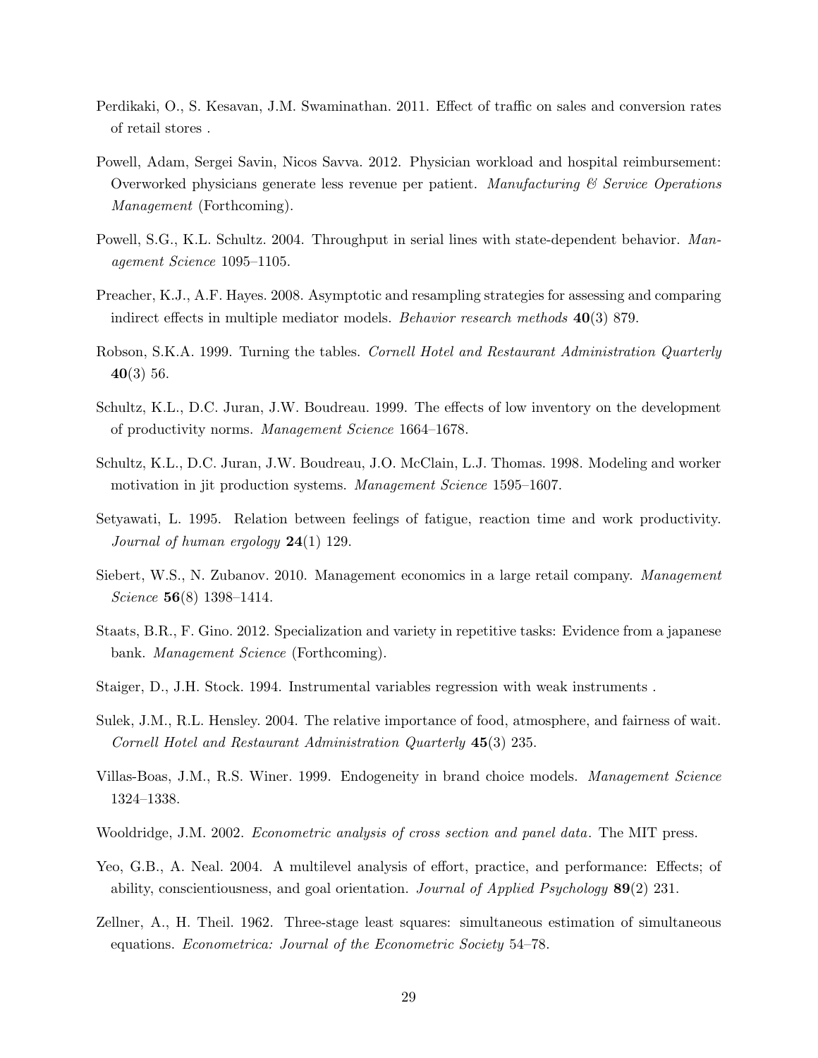Perdikaki, O., S. Kesavan, J.M. Swaminathan. 2011. Effect of traffic on sales and conversion rates of retail stores .

Powell, Adam, Sergei Savin, Nicos Savva. 2012. Physician workload and hospital reimbursement: Overworked physicians generate less revenue per patient. *Manufacturing & Service Operations Management* (Forthcoming).

Powell, S.G., K.L. Schultz. 2004. Throughput in serial lines with state-dependent behavior. *Management Science* 1095–1105.

Preacher, K.J., A.F. Hayes. 2008. Asymptotic and resampling strategies for assessing and comparing indirect effects in multiple mediator models. *Behavior research methods* **40**(3) 879.

Robson, S.K.A. 1999. Turning the tables. *Cornell Hotel and Restaurant Administration Quarterly* **40**(3) 56.

Schultz, K.L., D.C. Juran, J.W. Boudreau. 1999. The effects of low inventory on the development of productivity norms. *Management Science* 1664–1678.

Schultz, K.L., D.C. Juran, J.W. Boudreau, J.O. McClain, L.J. Thomas. 1998. Modeling and worker motivation in jit production systems. *Management Science* 1595–1607.

Setyawati, L. 1995. Relation between feelings of fatigue, reaction time and work productivity. *Journal of human ergology* **24**(1) 129.

Siebert, W.S., N. Zubanov. 2010. Management economics in a large retail company. *Management Science* **56**(8) 1398–1414.

Staats, B.R., F. Gino. 2012. Specialization and variety in repetitive tasks: Evidence from a japanese bank. *Management Science* (Forthcoming).

Staiger, D., J.H. Stock. 1994. Instrumental variables regression with weak instruments .

Sulek, J.M., R.L. Hensley. 2004. The relative importance of food, atmosphere, and fairness of wait. *Cornell Hotel and Restaurant Administration Quarterly* **45**(3) 235.

Villas-Boas, J.M., R.S. Winer. 1999. Endogeneity in brand choice models. *Management Science* 1324–1338.

Wooldridge, J.M. 2002. *Econometric analysis of cross section and panel data*. The MIT press.

Yeo, G.B., A. Neal. 2004. A multilevel analysis of effort, practice, and performance: Effects; of ability, conscientiousness, and goal orientation. *Journal of Applied Psychology* **89**(2) 231.

Zellner, A., H. Theil. 1962. Three-stage least squares: simultaneous estimation of simultaneous equations. *Econometrica: Journal of the Econometric Society* 54–78.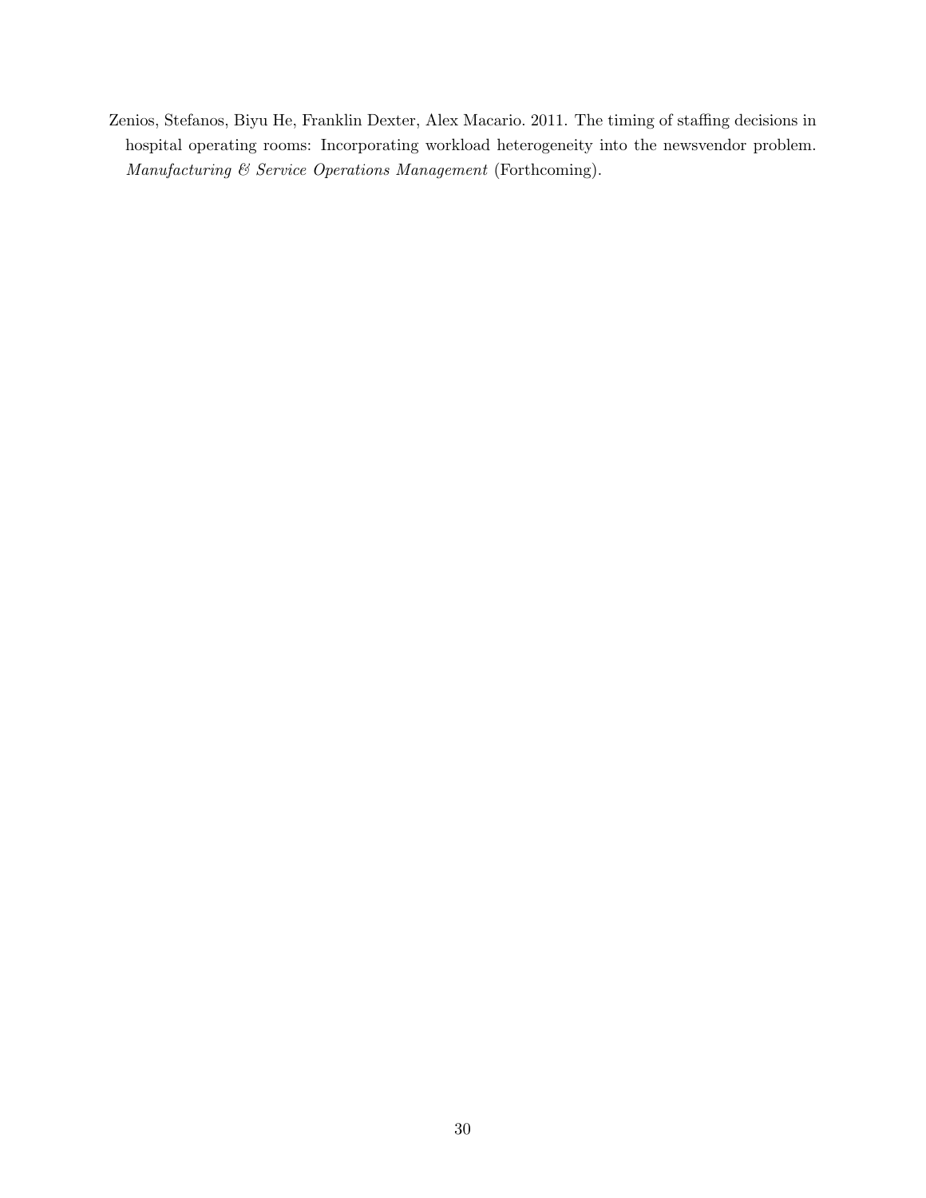Zenios, Stefanos, Biyu He, Franklin Dexter, Alex Macario. 2011. The timing of staffing decisions in hospital operating rooms: Incorporating workload heterogeneity into the newsvendor problem. *Manufacturing & Service Operations Management* (Forthcoming).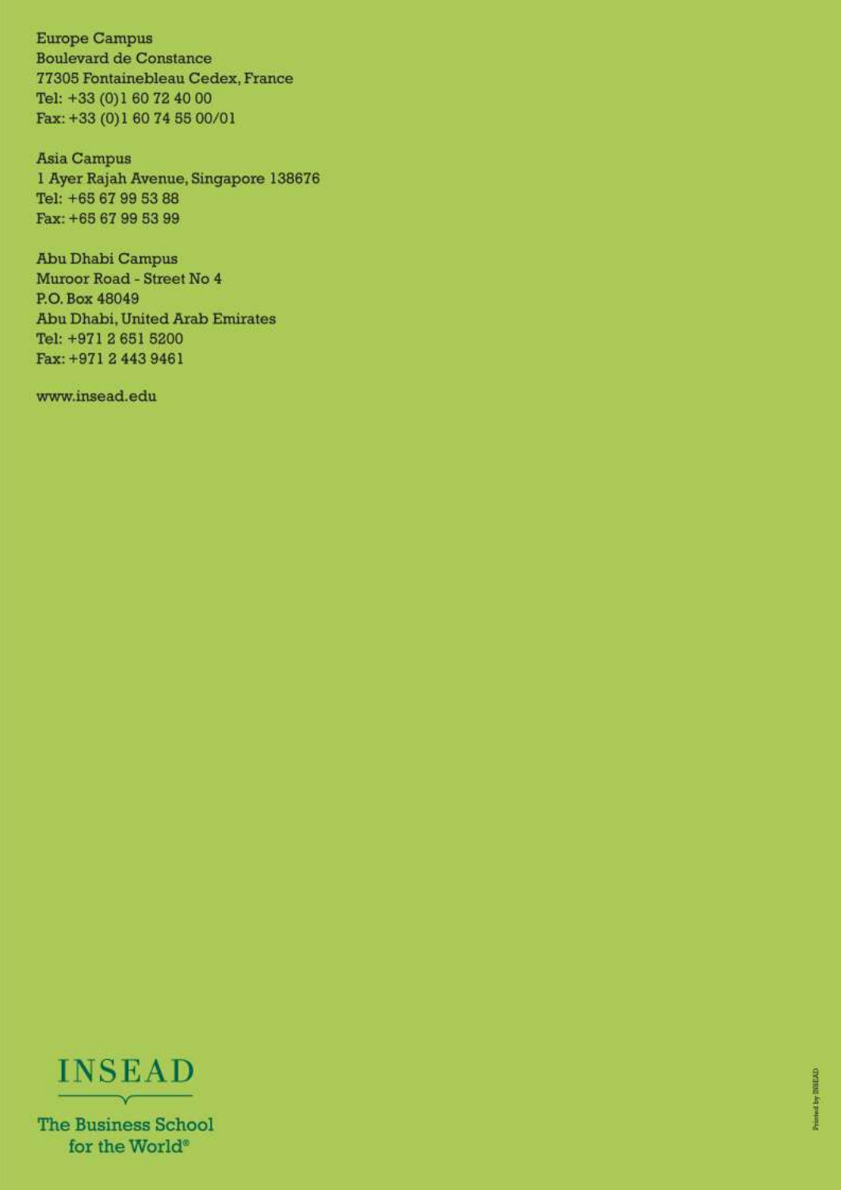Europe Campus
Boulevard de Constance
77305 Fontainebleau Cedex, France
Tel: +33 (0)1 60 72 40 00
Fax: +33 (0)1 60 74 55 00/01

Asia Campus
1 Ayer Rajah Avenue, Singapore 138676
Tel: +65 67 99 53 88
Fax: +65 67 99 53 99

Abu Dhabi Campus
Muroor Road - Street No 4
P.O. Box 48049
Abu Dhabi, United Arab Emirates
Tel: +971 2 651 5200
Fax: +971 2 443 9461

www.insead.edu

INSEAD

The Business School
for the World®

Printed by INSEAD